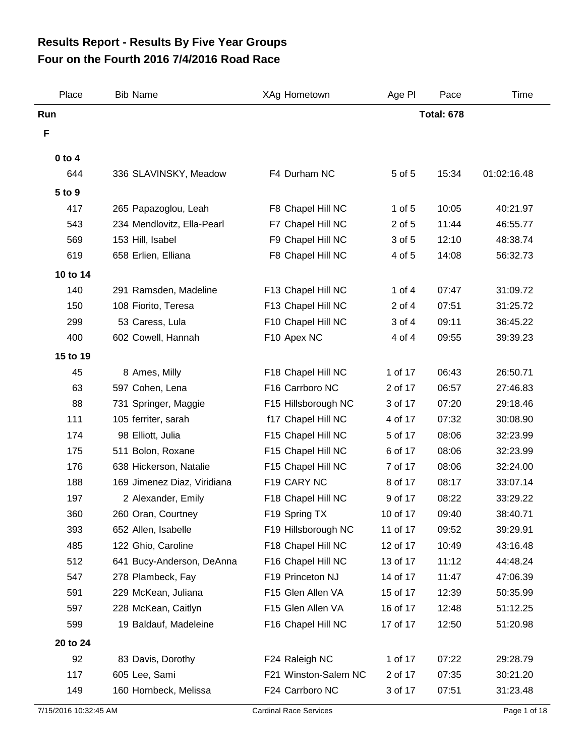# Results Report - Results By Five Year Groups
# Four on the Fourth 2016 7/4/2016 Road Race

| Place | Bib | Name | XAg | Hometown | Age Pl | Pace | Time |
|---|---|---|---|---|---|---|---|
| **Run** | | | | | | **Total: 678** | |
| **F** | | | | | | | |
| **0 to 4** | | | | | | | |
| 644 | 336 | SLAVINSKY, Meadow | F4 | Durham NC | 5 of 5 | 15:34 | 01:02:16.48 |
| **5 to 9** | | | | | | | |
| 417 | 265 | Papazoglou, Leah | F8 | Chapel Hill NC | 1 of 5 | 10:05 | 40:21.97 |
| 543 | 234 | Mendlovitz, Ella-Pearl | F7 | Chapel Hill NC | 2 of 5 | 11:44 | 46:55.77 |
| 569 | 153 | Hill, Isabel | F9 | Chapel Hill NC | 3 of 5 | 12:10 | 48:38.74 |
| 619 | 658 | Erlien, Elliana | F8 | Chapel Hill NC | 4 of 5 | 14:08 | 56:32.73 |
| **10 to 14** | | | | | | | |
| 140 | 291 | Ramsden, Madeline | F13 | Chapel Hill NC | 1 of 4 | 07:47 | 31:09.72 |
| 150 | 108 | Fiorito, Teresa | F13 | Chapel Hill NC | 2 of 4 | 07:51 | 31:25.72 |
| 299 | 53 | Caress, Lula | F10 | Chapel Hill NC | 3 of 4 | 09:11 | 36:45.22 |
| 400 | 602 | Cowell, Hannah | F10 | Apex NC | 4 of 4 | 09:55 | 39:39.23 |
| **15 to 19** | | | | | | | |
| 45 | 8 | Ames, Milly | F18 | Chapel Hill NC | 1 of 17 | 06:43 | 26:50.71 |
| 63 | 597 | Cohen, Lena | F16 | Carrboro NC | 2 of 17 | 06:57 | 27:46.83 |
| 88 | 731 | Springer, Maggie | F15 | Hillsborough NC | 3 of 17 | 07:20 | 29:18.46 |
| 111 | 105 | ferriter, sarah | f17 | Chapel Hill NC | 4 of 17 | 07:32 | 30:08.90 |
| 174 | 98 | Elliott, Julia | F15 | Chapel Hill NC | 5 of 17 | 08:06 | 32:23.99 |
| 175 | 511 | Bolon, Roxane | F15 | Chapel Hill NC | 6 of 17 | 08:06 | 32:23.99 |
| 176 | 638 | Hickerson, Natalie | F15 | Chapel Hill NC | 7 of 17 | 08:06 | 32:24.00 |
| 188 | 169 | Jimenez Diaz, Viridiana | F19 | CARY NC | 8 of 17 | 08:17 | 33:07.14 |
| 197 | 2 | Alexander, Emily | F18 | Chapel Hill NC | 9 of 17 | 08:22 | 33:29.22 |
| 360 | 260 | Oran, Courtney | F19 | Spring TX | 10 of 17 | 09:40 | 38:40.71 |
| 393 | 652 | Allen, Isabelle | F19 | Hillsborough NC | 11 of 17 | 09:52 | 39:29.91 |
| 485 | 122 | Ghio, Caroline | F18 | Chapel Hill NC | 12 of 17 | 10:49 | 43:16.48 |
| 512 | 641 | Bucy-Anderson, DeAnna | F16 | Chapel Hill NC | 13 of 17 | 11:12 | 44:48.24 |
| 547 | 278 | Plambeck, Fay | F19 | Princeton NJ | 14 of 17 | 11:47 | 47:06.39 |
| 591 | 229 | McKean, Juliana | F15 | Glen Allen VA | 15 of 17 | 12:39 | 50:35.99 |
| 597 | 228 | McKean, Caitlyn | F15 | Glen Allen VA | 16 of 17 | 12:48 | 51:12.25 |
| 599 | 19 | Baldauf, Madeleine | F16 | Chapel Hill NC | 17 of 17 | 12:50 | 51:20.98 |
| **20 to 24** | | | | | | | |
| 92 | 83 | Davis, Dorothy | F24 | Raleigh NC | 1 of 17 | 07:22 | 29:28.79 |
| 117 | 605 | Lee, Sami | F21 | Winston-Salem NC | 2 of 17 | 07:35 | 30:21.20 |
| 149 | 160 | Hornbeck, Melissa | F24 | Carrboro NC | 3 of 17 | 07:51 | 31:23.48 |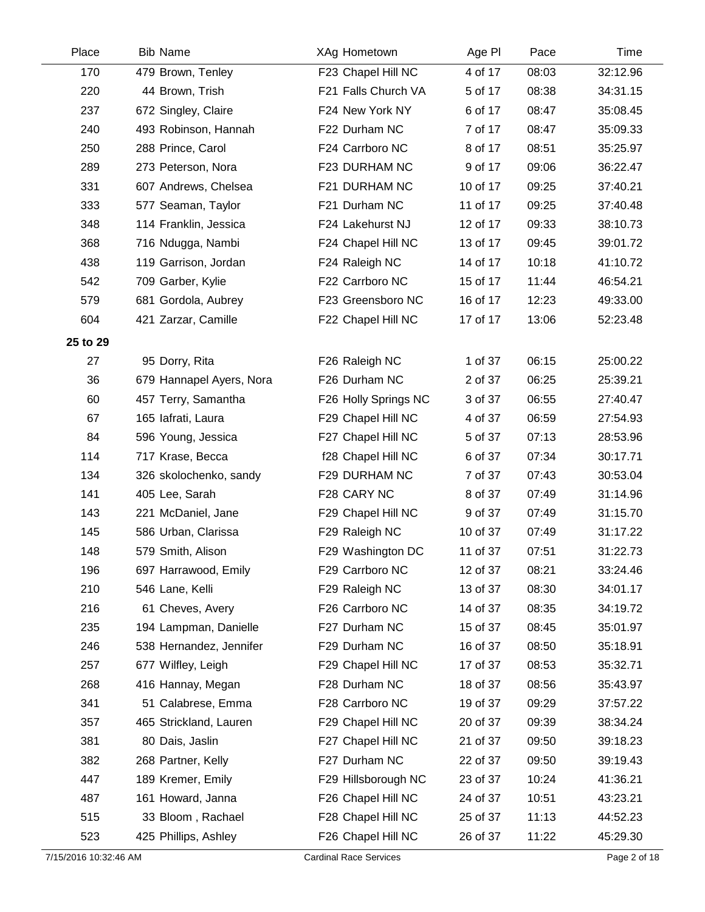| Place | Bib Name | XAg Hometown | Age Pl | Pace | Time |
|---|---|---|---|---|---|
| 170 | 479 Brown, Tenley | F23 Chapel Hill NC | 4 of 17 | 08:03 | 32:12.96 |
| 220 | 44 Brown, Trish | F21 Falls Church VA | 5 of 17 | 08:38 | 34:31.15 |
| 237 | 672 Singley, Claire | F24 New York NY | 6 of 17 | 08:47 | 35:08.45 |
| 240 | 493 Robinson, Hannah | F22 Durham NC | 7 of 17 | 08:47 | 35:09.33 |
| 250 | 288 Prince, Carol | F24 Carrboro NC | 8 of 17 | 08:51 | 35:25.97 |
| 289 | 273 Peterson, Nora | F23 DURHAM NC | 9 of 17 | 09:06 | 36:22.47 |
| 331 | 607 Andrews, Chelsea | F21 DURHAM NC | 10 of 17 | 09:25 | 37:40.21 |
| 333 | 577 Seaman, Taylor | F21 Durham NC | 11 of 17 | 09:25 | 37:40.48 |
| 348 | 114 Franklin, Jessica | F24 Lakehurst NJ | 12 of 17 | 09:33 | 38:10.73 |
| 368 | 716 Ndugga, Nambi | F24 Chapel Hill NC | 13 of 17 | 09:45 | 39:01.72 |
| 438 | 119 Garrison, Jordan | F24 Raleigh NC | 14 of 17 | 10:18 | 41:10.72 |
| 542 | 709 Garber, Kylie | F22 Carrboro NC | 15 of 17 | 11:44 | 46:54.21 |
| 579 | 681 Gordola, Aubrey | F23 Greensboro NC | 16 of 17 | 12:23 | 49:33.00 |
| 604 | 421 Zarzar, Camille | F22 Chapel Hill NC | 17 of 17 | 13:06 | 52:23.48 |
| **25 to 29** | | | | | |
| 27 | 95 Dorry, Rita | F26 Raleigh NC | 1 of 37 | 06:15 | 25:00.22 |
| 36 | 679 Hannapel Ayers, Nora | F26 Durham NC | 2 of 37 | 06:25 | 25:39.21 |
| 60 | 457 Terry, Samantha | F26 Holly Springs NC | 3 of 37 | 06:55 | 27:40.47 |
| 67 | 165 Iafrati, Laura | F29 Chapel Hill NC | 4 of 37 | 06:59 | 27:54.93 |
| 84 | 596 Young, Jessica | F27 Chapel Hill NC | 5 of 37 | 07:13 | 28:53.96 |
| 114 | 717 Krase, Becca | f28 Chapel Hill NC | 6 of 37 | 07:34 | 30:17.71 |
| 134 | 326 skolochenko, sandy | F29 DURHAM NC | 7 of 37 | 07:43 | 30:53.04 |
| 141 | 405 Lee, Sarah | F28 CARY NC | 8 of 37 | 07:49 | 31:14.96 |
| 143 | 221 McDaniel, Jane | F29 Chapel Hill NC | 9 of 37 | 07:49 | 31:15.70 |
| 145 | 586 Urban, Clarissa | F29 Raleigh NC | 10 of 37 | 07:49 | 31:17.22 |
| 148 | 579 Smith, Alison | F29 Washington DC | 11 of 37 | 07:51 | 31:22.73 |
| 196 | 697 Harrawood, Emily | F29 Carrboro NC | 12 of 37 | 08:21 | 33:24.46 |
| 210 | 546 Lane, Kelli | F29 Raleigh NC | 13 of 37 | 08:30 | 34:01.17 |
| 216 | 61 Cheves, Avery | F26 Carrboro NC | 14 of 37 | 08:35 | 34:19.72 |
| 235 | 194 Lampman, Danielle | F27 Durham NC | 15 of 37 | 08:45 | 35:01.97 |
| 246 | 538 Hernandez, Jennifer | F29 Durham NC | 16 of 37 | 08:50 | 35:18.91 |
| 257 | 677 Wilfley, Leigh | F29 Chapel Hill NC | 17 of 37 | 08:53 | 35:32.71 |
| 268 | 416 Hannay, Megan | F28 Durham NC | 18 of 37 | 08:56 | 35:43.97 |
| 341 | 51 Calabrese, Emma | F28 Carrboro NC | 19 of 37 | 09:29 | 37:57.22 |
| 357 | 465 Strickland, Lauren | F29 Chapel Hill NC | 20 of 37 | 09:39 | 38:34.24 |
| 381 | 80 Dais, Jaslin | F27 Chapel Hill NC | 21 of 37 | 09:50 | 39:18.23 |
| 382 | 268 Partner, Kelly | F27 Durham NC | 22 of 37 | 09:50 | 39:19.43 |
| 447 | 189 Kremer, Emily | F29 Hillsborough NC | 23 of 37 | 10:24 | 41:36.21 |
| 487 | 161 Howard, Janna | F26 Chapel Hill NC | 24 of 37 | 10:51 | 43:23.21 |
| 515 | 33 Bloom , Rachael | F28 Chapel Hill NC | 25 of 37 | 11:13 | 44:52.23 |
| 523 | 425 Phillips, Ashley | F26 Chapel Hill NC | 26 of 37 | 11:22 | 45:29.30 |

7/15/2016 10:32:46 AM    Cardinal Race Services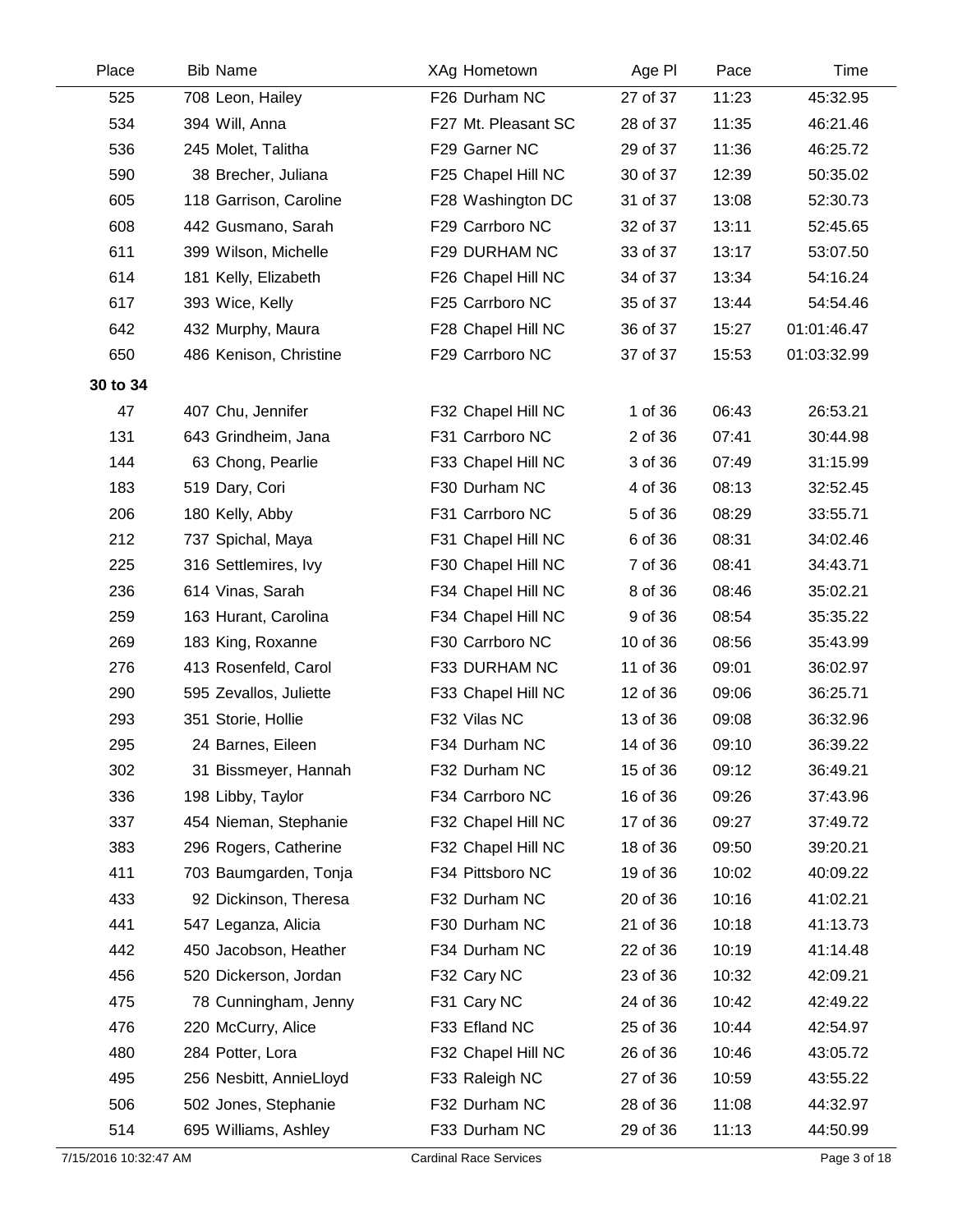| Place | Bib | Name | XAg | Hometown | Age Pl | Pace | Time |
|---|---|---|---|---|---|---|---|
| 525 | 708 | Leon, Hailey | F26 | Durham NC | 27 of 37 | 11:23 | 45:32.95 |
| 534 | 394 | Will, Anna | F27 | Mt. Pleasant SC | 28 of 37 | 11:35 | 46:21.46 |
| 536 | 245 | Molet, Talitha | F29 | Garner NC | 29 of 37 | 11:36 | 46:25.72 |
| 590 | 38 | Brecher, Juliana | F25 | Chapel Hill NC | 30 of 37 | 12:39 | 50:35.02 |
| 605 | 118 | Garrison, Caroline | F28 | Washington DC | 31 of 37 | 13:08 | 52:30.73 |
| 608 | 442 | Gusmano, Sarah | F29 | Carrboro NC | 32 of 37 | 13:11 | 52:45.65 |
| 611 | 399 | Wilson, Michelle | F29 | DURHAM NC | 33 of 37 | 13:17 | 53:07.50 |
| 614 | 181 | Kelly, Elizabeth | F26 | Chapel Hill NC | 34 of 37 | 13:34 | 54:16.24 |
| 617 | 393 | Wice, Kelly | F25 | Carrboro NC | 35 of 37 | 13:44 | 54:54.46 |
| 642 | 432 | Murphy, Maura | F28 | Chapel Hill NC | 36 of 37 | 15:27 | 01:01:46.47 |
| 650 | 486 | Kenison, Christine | F29 | Carrboro NC | 37 of 37 | 15:53 | 01:03:32.99 |
| **30 to 34** | | | | | | | |
| 47 | 407 | Chu, Jennifer | F32 | Chapel Hill NC | 1 of 36 | 06:43 | 26:53.21 |
| 131 | 643 | Grindheim, Jana | F31 | Carrboro NC | 2 of 36 | 07:41 | 30:44.98 |
| 144 | 63 | Chong, Pearlie | F33 | Chapel Hill NC | 3 of 36 | 07:49 | 31:15.99 |
| 183 | 519 | Dary, Cori | F30 | Durham NC | 4 of 36 | 08:13 | 32:52.45 |
| 206 | 180 | Kelly, Abby | F31 | Carrboro NC | 5 of 36 | 08:29 | 33:55.71 |
| 212 | 737 | Spichal, Maya | F31 | Chapel Hill NC | 6 of 36 | 08:31 | 34:02.46 |
| 225 | 316 | Settlemires, Ivy | F30 | Chapel Hill NC | 7 of 36 | 08:41 | 34:43.71 |
| 236 | 614 | Vinas, Sarah | F34 | Chapel Hill NC | 8 of 36 | 08:46 | 35:02.21 |
| 259 | 163 | Hurant, Carolina | F34 | Chapel Hill NC | 9 of 36 | 08:54 | 35:35.22 |
| 269 | 183 | King, Roxanne | F30 | Carrboro NC | 10 of 36 | 08:56 | 35:43.99 |
| 276 | 413 | Rosenfeld, Carol | F33 | DURHAM NC | 11 of 36 | 09:01 | 36:02.97 |
| 290 | 595 | Zevallos, Juliette | F33 | Chapel Hill NC | 12 of 36 | 09:06 | 36:25.71 |
| 293 | 351 | Storie, Hollie | F32 | Vilas NC | 13 of 36 | 09:08 | 36:32.96 |
| 295 | 24 | Barnes, Eileen | F34 | Durham NC | 14 of 36 | 09:10 | 36:39.22 |
| 302 | 31 | Bissmeyer, Hannah | F32 | Durham NC | 15 of 36 | 09:12 | 36:49.21 |
| 336 | 198 | Libby, Taylor | F34 | Carrboro NC | 16 of 36 | 09:26 | 37:43.96 |
| 337 | 454 | Nieman, Stephanie | F32 | Chapel Hill NC | 17 of 36 | 09:27 | 37:49.72 |
| 383 | 296 | Rogers, Catherine | F32 | Chapel Hill NC | 18 of 36 | 09:50 | 39:20.21 |
| 411 | 703 | Baumgarden, Tonja | F34 | Pittsboro NC | 19 of 36 | 10:02 | 40:09.22 |
| 433 | 92 | Dickinson, Theresa | F32 | Durham NC | 20 of 36 | 10:16 | 41:02.21 |
| 441 | 547 | Leganza, Alicia | F30 | Durham NC | 21 of 36 | 10:18 | 41:13.73 |
| 442 | 450 | Jacobson, Heather | F34 | Durham NC | 22 of 36 | 10:19 | 41:14.48 |
| 456 | 520 | Dickerson, Jordan | F32 | Cary NC | 23 of 36 | 10:32 | 42:09.21 |
| 475 | 78 | Cunningham, Jenny | F31 | Cary NC | 24 of 36 | 10:42 | 42:49.22 |
| 476 | 220 | McCurry, Alice | F33 | Efland NC | 25 of 36 | 10:44 | 42:54.97 |
| 480 | 284 | Potter, Lora | F32 | Chapel Hill NC | 26 of 36 | 10:46 | 43:05.72 |
| 495 | 256 | Nesbitt, AnnieLloyd | F33 | Raleigh NC | 27 of 36 | 10:59 | 43:55.22 |
| 506 | 502 | Jones, Stephanie | F32 | Durham NC | 28 of 36 | 11:08 | 44:32.97 |
| 514 | 695 | Williams, Ashley | F33 | Durham NC | 29 of 36 | 11:13 | 44:50.99 |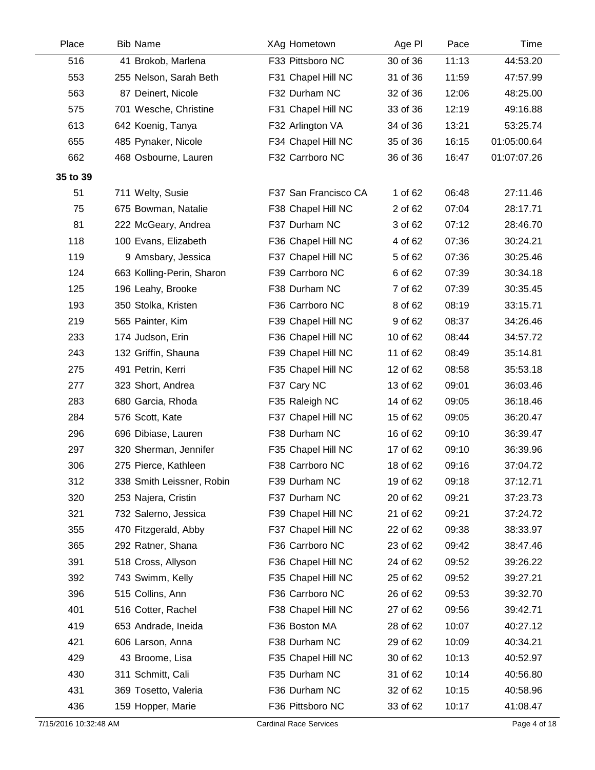| Place | Bib | Name | XAg | Hometown | Age Pl | Pace | Time |
|---|---|---|---|---|---|---|---|
| 516 | 41 | Brokob, Marlena | F33 | Pittsboro NC | 30 of 36 | 11:13 | 44:53.20 |
| 553 | 255 | Nelson, Sarah Beth | F31 | Chapel Hill NC | 31 of 36 | 11:59 | 47:57.99 |
| 563 | 87 | Deinert, Nicole | F32 | Durham NC | 32 of 36 | 12:06 | 48:25.00 |
| 575 | 701 | Wesche, Christine | F31 | Chapel Hill NC | 33 of 36 | 12:19 | 49:16.88 |
| 613 | 642 | Koenig, Tanya | F32 | Arlington VA | 34 of 36 | 13:21 | 53:25.74 |
| 655 | 485 | Pynaker, Nicole | F34 | Chapel Hill NC | 35 of 36 | 16:15 | 01:05:00.64 |
| 662 | 468 | Osbourne, Lauren | F32 | Carrboro NC | 36 of 36 | 16:47 | 01:07:07.26 |
| **35 to 39** | | | | | | | |
| 51 | 711 | Welty, Susie | F37 | San Francisco CA | 1 of 62 | 06:48 | 27:11.46 |
| 75 | 675 | Bowman, Natalie | F38 | Chapel Hill NC | 2 of 62 | 07:04 | 28:17.71 |
| 81 | 222 | McGeary, Andrea | F37 | Durham NC | 3 of 62 | 07:12 | 28:46.70 |
| 118 | 100 | Evans, Elizabeth | F36 | Chapel Hill NC | 4 of 62 | 07:36 | 30:24.21 |
| 119 | 9 | Amsbary, Jessica | F37 | Chapel Hill NC | 5 of 62 | 07:36 | 30:25.46 |
| 124 | 663 | Kolling-Perin, Sharon | F39 | Carrboro NC | 6 of 62 | 07:39 | 30:34.18 |
| 125 | 196 | Leahy, Brooke | F38 | Durham NC | 7 of 62 | 07:39 | 30:35.45 |
| 193 | 350 | Stolka, Kristen | F36 | Carrboro NC | 8 of 62 | 08:19 | 33:15.71 |
| 219 | 565 | Painter, Kim | F39 | Chapel Hill NC | 9 of 62 | 08:37 | 34:26.46 |
| 233 | 174 | Judson, Erin | F36 | Chapel Hill NC | 10 of 62 | 08:44 | 34:57.72 |
| 243 | 132 | Griffin, Shauna | F39 | Chapel Hill NC | 11 of 62 | 08:49 | 35:14.81 |
| 275 | 491 | Petrin, Kerri | F35 | Chapel Hill NC | 12 of 62 | 08:58 | 35:53.18 |
| 277 | 323 | Short, Andrea | F37 | Cary NC | 13 of 62 | 09:01 | 36:03.46 |
| 283 | 680 | Garcia, Rhoda | F35 | Raleigh NC | 14 of 62 | 09:05 | 36:18.46 |
| 284 | 576 | Scott, Kate | F37 | Chapel Hill NC | 15 of 62 | 09:05 | 36:20.47 |
| 296 | 696 | Dibiase, Lauren | F38 | Durham NC | 16 of 62 | 09:10 | 36:39.47 |
| 297 | 320 | Sherman, Jennifer | F35 | Chapel Hill NC | 17 of 62 | 09:10 | 36:39.96 |
| 306 | 275 | Pierce, Kathleen | F38 | Carrboro NC | 18 of 62 | 09:16 | 37:04.72 |
| 312 | 338 | Smith Leissner, Robin | F39 | Durham NC | 19 of 62 | 09:18 | 37:12.71 |
| 320 | 253 | Najera, Cristin | F37 | Durham NC | 20 of 62 | 09:21 | 37:23.73 |
| 321 | 732 | Salerno, Jessica | F39 | Chapel Hill NC | 21 of 62 | 09:21 | 37:24.72 |
| 355 | 470 | Fitzgerald, Abby | F37 | Chapel Hill NC | 22 of 62 | 09:38 | 38:33.97 |
| 365 | 292 | Ratner, Shana | F36 | Carrboro NC | 23 of 62 | 09:42 | 38:47.46 |
| 391 | 518 | Cross, Allyson | F36 | Chapel Hill NC | 24 of 62 | 09:52 | 39:26.22 |
| 392 | 743 | Swimm, Kelly | F35 | Chapel Hill NC | 25 of 62 | 09:52 | 39:27.21 |
| 396 | 515 | Collins, Ann | F36 | Carrboro NC | 26 of 62 | 09:53 | 39:32.70 |
| 401 | 516 | Cotter, Rachel | F38 | Chapel Hill NC | 27 of 62 | 09:56 | 39:42.71 |
| 419 | 653 | Andrade, Ineida | F36 | Boston MA | 28 of 62 | 10:07 | 40:27.12 |
| 421 | 606 | Larson, Anna | F38 | Durham NC | 29 of 62 | 10:09 | 40:34.21 |
| 429 | 43 | Broome, Lisa | F35 | Chapel Hill NC | 30 of 62 | 10:13 | 40:52.97 |
| 430 | 311 | Schmitt, Cali | F35 | Durham NC | 31 of 62 | 10:14 | 40:56.80 |
| 431 | 369 | Tosetto, Valeria | F36 | Durham NC | 32 of 62 | 10:15 | 40:58.96 |
| 436 | 159 | Hopper, Marie | F36 | Pittsboro NC | 33 of 62 | 10:17 | 41:08.47 |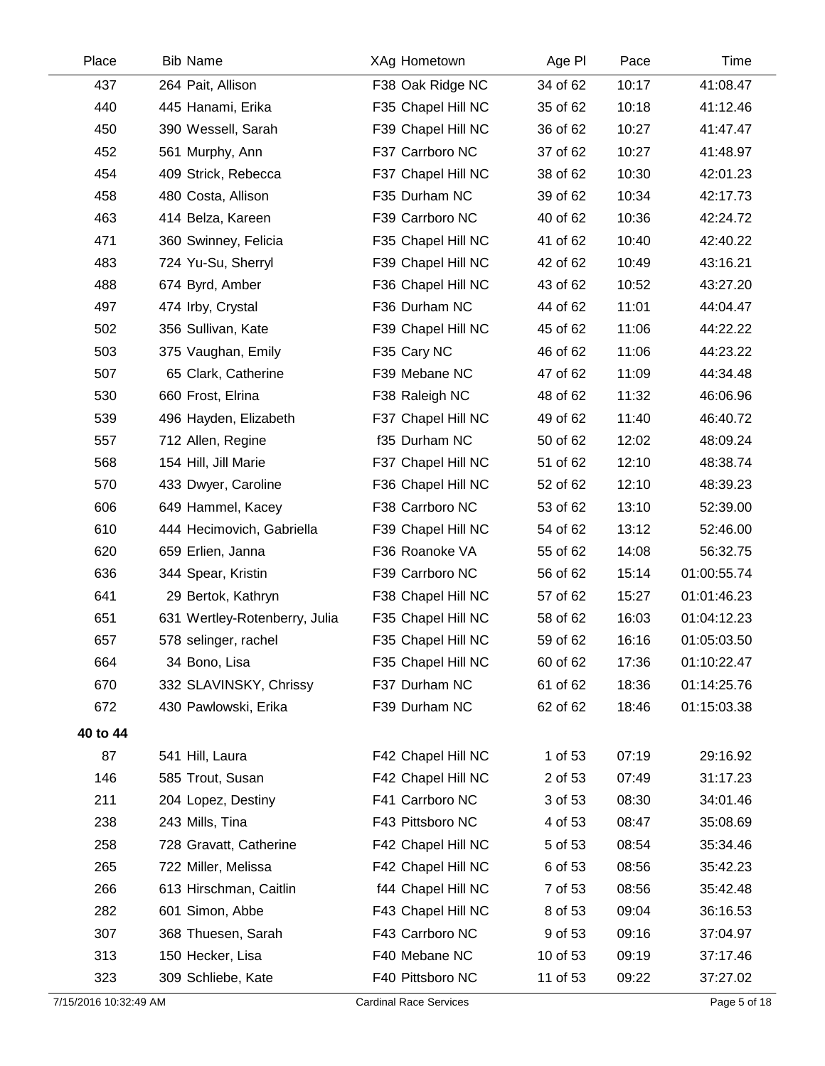| Place | Bib | Name | XAg | Hometown | Age Pl | Pace | Time |
|---|---|---|---|---|---|---|---|
| 437 | 264 | Pait, Allison | F38 | Oak Ridge NC | 34 of 62 | 10:17 | 41:08.47 |
| 440 | 445 | Hanami, Erika | F35 | Chapel Hill NC | 35 of 62 | 10:18 | 41:12.46 |
| 450 | 390 | Wessell, Sarah | F39 | Chapel Hill NC | 36 of 62 | 10:27 | 41:47.47 |
| 452 | 561 | Murphy, Ann | F37 | Carrboro NC | 37 of 62 | 10:27 | 41:48.97 |
| 454 | 409 | Strick, Rebecca | F37 | Chapel Hill NC | 38 of 62 | 10:30 | 42:01.23 |
| 458 | 480 | Costa, Allison | F35 | Durham NC | 39 of 62 | 10:34 | 42:17.73 |
| 463 | 414 | Belza, Kareen | F39 | Carrboro NC | 40 of 62 | 10:36 | 42:24.72 |
| 471 | 360 | Swinney, Felicia | F35 | Chapel Hill NC | 41 of 62 | 10:40 | 42:40.22 |
| 483 | 724 | Yu-Su, Sherryl | F39 | Chapel Hill NC | 42 of 62 | 10:49 | 43:16.21 |
| 488 | 674 | Byrd, Amber | F36 | Chapel Hill NC | 43 of 62 | 10:52 | 43:27.20 |
| 497 | 474 | Irby, Crystal | F36 | Durham NC | 44 of 62 | 11:01 | 44:04.47 |
| 502 | 356 | Sullivan, Kate | F39 | Chapel Hill NC | 45 of 62 | 11:06 | 44:22.22 |
| 503 | 375 | Vaughan, Emily | F35 | Cary NC | 46 of 62 | 11:06 | 44:23.22 |
| 507 | 65 | Clark, Catherine | F39 | Mebane NC | 47 of 62 | 11:09 | 44:34.48 |
| 530 | 660 | Frost, Elrina | F38 | Raleigh NC | 48 of 62 | 11:32 | 46:06.96 |
| 539 | 496 | Hayden, Elizabeth | F37 | Chapel Hill NC | 49 of 62 | 11:40 | 46:40.72 |
| 557 | 712 | Allen, Regine | f35 | Durham NC | 50 of 62 | 12:02 | 48:09.24 |
| 568 | 154 | Hill, Jill Marie | F37 | Chapel Hill NC | 51 of 62 | 12:10 | 48:38.74 |
| 570 | 433 | Dwyer, Caroline | F36 | Chapel Hill NC | 52 of 62 | 12:10 | 48:39.23 |
| 606 | 649 | Hammel, Kacey | F38 | Carrboro NC | 53 of 62 | 13:10 | 52:39.00 |
| 610 | 444 | Hecimovich, Gabriella | F39 | Chapel Hill NC | 54 of 62 | 13:12 | 52:46.00 |
| 620 | 659 | Erlien, Janna | F36 | Roanoke VA | 55 of 62 | 14:08 | 56:32.75 |
| 636 | 344 | Spear, Kristin | F39 | Carrboro NC | 56 of 62 | 15:14 | 01:00:55.74 |
| 641 | 29 | Bertok, Kathryn | F38 | Chapel Hill NC | 57 of 62 | 15:27 | 01:01:46.23 |
| 651 | 631 | Wertley-Rotenberry, Julia | F35 | Chapel Hill NC | 58 of 62 | 16:03 | 01:04:12.23 |
| 657 | 578 | selinger, rachel | F35 | Chapel Hill NC | 59 of 62 | 16:16 | 01:05:03.50 |
| 664 | 34 | Bono, Lisa | F35 | Chapel Hill NC | 60 of 62 | 17:36 | 01:10:22.47 |
| 670 | 332 | SLAVINSKY, Chrissy | F37 | Durham NC | 61 of 62 | 18:36 | 01:14:25.76 |
| 672 | 430 | Pawlowski, Erika | F39 | Durham NC | 62 of 62 | 18:46 | 01:15:03.38 |
| **40 to 44** | | | | | | | |
| 87 | 541 | Hill, Laura | F42 | Chapel Hill NC | 1 of 53 | 07:19 | 29:16.92 |
| 146 | 585 | Trout, Susan | F42 | Chapel Hill NC | 2 of 53 | 07:49 | 31:17.23 |
| 211 | 204 | Lopez, Destiny | F41 | Carrboro NC | 3 of 53 | 08:30 | 34:01.46 |
| 238 | 243 | Mills, Tina | F43 | Pittsboro NC | 4 of 53 | 08:47 | 35:08.69 |
| 258 | 728 | Gravatt, Catherine | F42 | Chapel Hill NC | 5 of 53 | 08:54 | 35:34.46 |
| 265 | 722 | Miller, Melissa | F42 | Chapel Hill NC | 6 of 53 | 08:56 | 35:42.23 |
| 266 | 613 | Hirschman, Caitlin | f44 | Chapel Hill NC | 7 of 53 | 08:56 | 35:42.48 |
| 282 | 601 | Simon, Abbe | F43 | Chapel Hill NC | 8 of 53 | 09:04 | 36:16.53 |
| 307 | 368 | Thuesen, Sarah | F43 | Carrboro NC | 9 of 53 | 09:16 | 37:04.97 |
| 313 | 150 | Hecker, Lisa | F40 | Mebane NC | 10 of 53 | 09:19 | 37:17.46 |
| 323 | 309 | Schliebe, Kate | F40 | Pittsboro NC | 11 of 53 | 09:22 | 37:27.02 |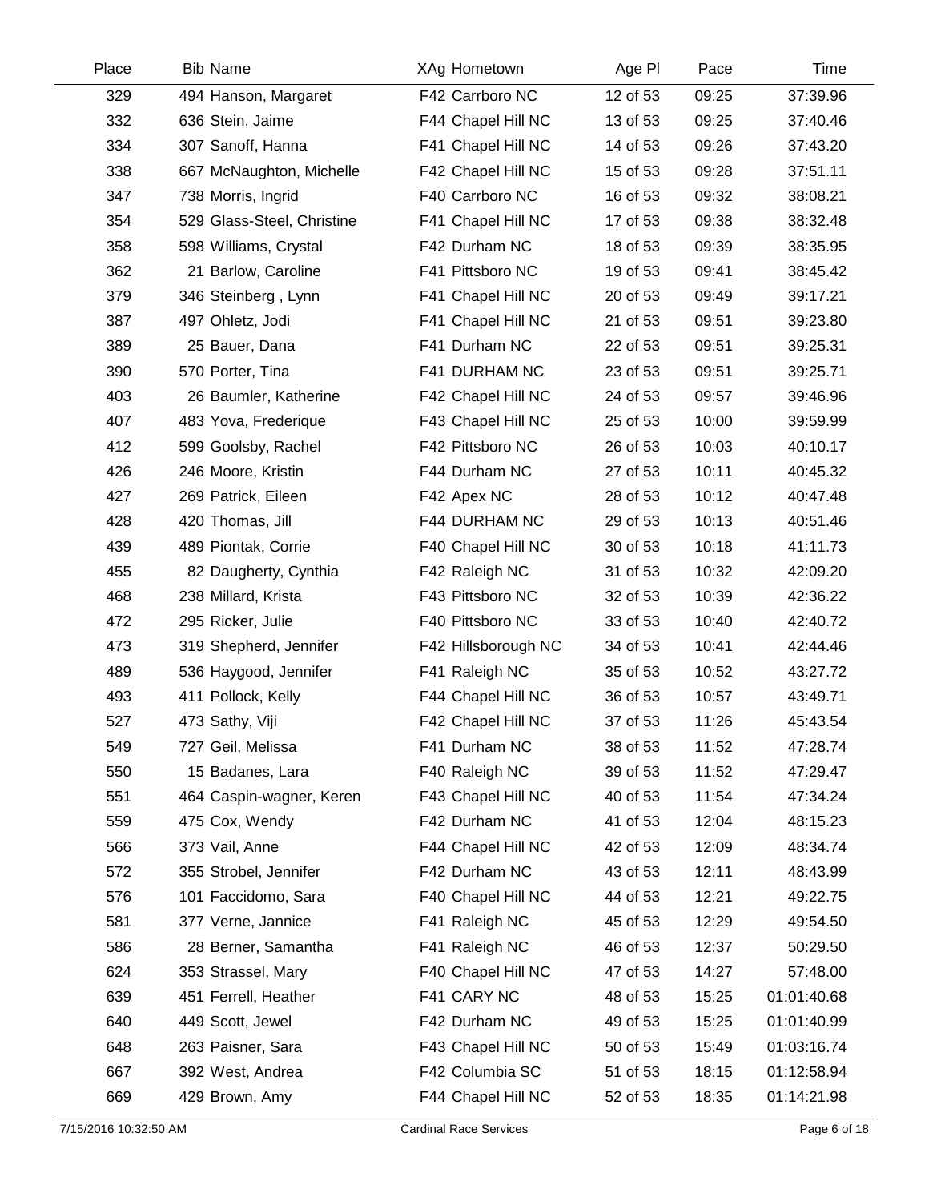| Place | Bib Name | XAg Hometown | Age Pl | Pace | Time |
|---|---|---|---|---|---|
| 329 | 494 Hanson, Margaret | F42 Carrboro NC | 12 of 53 | 09:25 | 37:39.96 |
| 332 | 636 Stein, Jaime | F44 Chapel Hill NC | 13 of 53 | 09:25 | 37:40.46 |
| 334 | 307 Sanoff, Hanna | F41 Chapel Hill NC | 14 of 53 | 09:26 | 37:43.20 |
| 338 | 667 McNaughton, Michelle | F42 Chapel Hill NC | 15 of 53 | 09:28 | 37:51.11 |
| 347 | 738 Morris, Ingrid | F40 Carrboro NC | 16 of 53 | 09:32 | 38:08.21 |
| 354 | 529 Glass-Steel, Christine | F41 Chapel Hill NC | 17 of 53 | 09:38 | 38:32.48 |
| 358 | 598 Williams, Crystal | F42 Durham NC | 18 of 53 | 09:39 | 38:35.95 |
| 362 | 21 Barlow, Caroline | F41 Pittsboro NC | 19 of 53 | 09:41 | 38:45.42 |
| 379 | 346 Steinberg , Lynn | F41 Chapel Hill NC | 20 of 53 | 09:49 | 39:17.21 |
| 387 | 497 Ohletz, Jodi | F41 Chapel Hill NC | 21 of 53 | 09:51 | 39:23.80 |
| 389 | 25 Bauer, Dana | F41 Durham NC | 22 of 53 | 09:51 | 39:25.31 |
| 390 | 570 Porter, Tina | F41 DURHAM NC | 23 of 53 | 09:51 | 39:25.71 |
| 403 | 26 Baumler, Katherine | F42 Chapel Hill NC | 24 of 53 | 09:57 | 39:46.96 |
| 407 | 483 Yova, Frederique | F43 Chapel Hill NC | 25 of 53 | 10:00 | 39:59.99 |
| 412 | 599 Goolsby, Rachel | F42 Pittsboro NC | 26 of 53 | 10:03 | 40:10.17 |
| 426 | 246 Moore, Kristin | F44 Durham NC | 27 of 53 | 10:11 | 40:45.32 |
| 427 | 269 Patrick, Eileen | F42 Apex NC | 28 of 53 | 10:12 | 40:47.48 |
| 428 | 420 Thomas, Jill | F44 DURHAM NC | 29 of 53 | 10:13 | 40:51.46 |
| 439 | 489 Piontak, Corrie | F40 Chapel Hill NC | 30 of 53 | 10:18 | 41:11.73 |
| 455 | 82 Daugherty, Cynthia | F42 Raleigh NC | 31 of 53 | 10:32 | 42:09.20 |
| 468 | 238 Millard, Krista | F43 Pittsboro NC | 32 of 53 | 10:39 | 42:36.22 |
| 472 | 295 Ricker, Julie | F40 Pittsboro NC | 33 of 53 | 10:40 | 42:40.72 |
| 473 | 319 Shepherd, Jennifer | F42 Hillsborough NC | 34 of 53 | 10:41 | 42:44.46 |
| 489 | 536 Haygood, Jennifer | F41 Raleigh NC | 35 of 53 | 10:52 | 43:27.72 |
| 493 | 411 Pollock, Kelly | F44 Chapel Hill NC | 36 of 53 | 10:57 | 43:49.71 |
| 527 | 473 Sathy, Viji | F42 Chapel Hill NC | 37 of 53 | 11:26 | 45:43.54 |
| 549 | 727 Geil, Melissa | F41 Durham NC | 38 of 53 | 11:52 | 47:28.74 |
| 550 | 15 Badanes, Lara | F40 Raleigh NC | 39 of 53 | 11:52 | 47:29.47 |
| 551 | 464 Caspin-wagner, Keren | F43 Chapel Hill NC | 40 of 53 | 11:54 | 47:34.24 |
| 559 | 475 Cox, Wendy | F42 Durham NC | 41 of 53 | 12:04 | 48:15.23 |
| 566 | 373 Vail, Anne | F44 Chapel Hill NC | 42 of 53 | 12:09 | 48:34.74 |
| 572 | 355 Strobel, Jennifer | F42 Durham NC | 43 of 53 | 12:11 | 48:43.99 |
| 576 | 101 Faccidomo, Sara | F40 Chapel Hill NC | 44 of 53 | 12:21 | 49:22.75 |
| 581 | 377 Verne, Jannice | F41 Raleigh NC | 45 of 53 | 12:29 | 49:54.50 |
| 586 | 28 Berner, Samantha | F41 Raleigh NC | 46 of 53 | 12:37 | 50:29.50 |
| 624 | 353 Strassel, Mary | F40 Chapel Hill NC | 47 of 53 | 14:27 | 57:48.00 |
| 639 | 451 Ferrell, Heather | F41 CARY NC | 48 of 53 | 15:25 | 01:01:40.68 |
| 640 | 449 Scott, Jewel | F42 Durham NC | 49 of 53 | 15:25 | 01:01:40.99 |
| 648 | 263 Paisner, Sara | F43 Chapel Hill NC | 50 of 53 | 15:49 | 01:03:16.74 |
| 667 | 392 West, Andrea | F42 Columbia SC | 51 of 53 | 18:15 | 01:12:58.94 |
| 669 | 429 Brown, Amy | F44 Chapel Hill NC | 52 of 53 | 18:35 | 01:14:21.98 |

7/15/2016 10:32:50 AM Cardinal Race Services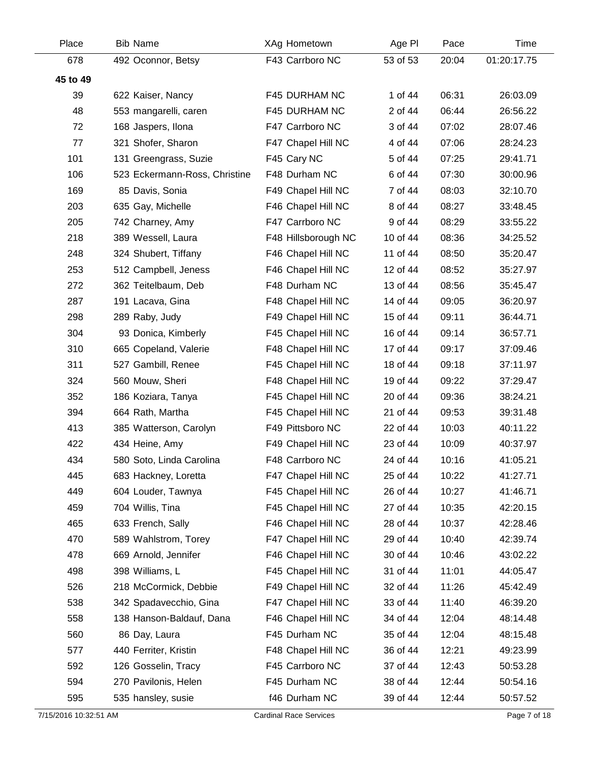| Place | Bib | Name | XAg | Hometown | Age Pl | Pace | Time |
|---|---|---|---|---|---|---|---|
| 678 | 492 | Oconnor, Betsy | F43 | Carrboro NC | 53 of 53 | 20:04 | 01:20:17.75 |
| **45 to 49** | | | | | | | |
| 39 | 622 | Kaiser, Nancy | F45 | DURHAM NC | 1 of 44 | 06:31 | 26:03.09 |
| 48 | 553 | mangarelli, caren | F45 | DURHAM NC | 2 of 44 | 06:44 | 26:56.22 |
| 72 | 168 | Jaspers, Ilona | F47 | Carrboro NC | 3 of 44 | 07:02 | 28:07.46 |
| 77 | 321 | Shofer, Sharon | F47 | Chapel Hill NC | 4 of 44 | 07:06 | 28:24.23 |
| 101 | 131 | Greengrass, Suzie | F45 | Cary NC | 5 of 44 | 07:25 | 29:41.71 |
| 106 | 523 | Eckermann-Ross, Christine | F48 | Durham NC | 6 of 44 | 07:30 | 30:00.96 |
| 169 | 85 | Davis, Sonia | F49 | Chapel Hill NC | 7 of 44 | 08:03 | 32:10.70 |
| 203 | 635 | Gay, Michelle | F46 | Chapel Hill NC | 8 of 44 | 08:27 | 33:48.45 |
| 205 | 742 | Charney, Amy | F47 | Carrboro NC | 9 of 44 | 08:29 | 33:55.22 |
| 218 | 389 | Wessell, Laura | F48 | Hillsborough NC | 10 of 44 | 08:36 | 34:25.52 |
| 248 | 324 | Shubert, Tiffany | F46 | Chapel Hill NC | 11 of 44 | 08:50 | 35:20.47 |
| 253 | 512 | Campbell, Jeness | F46 | Chapel Hill NC | 12 of 44 | 08:52 | 35:27.97 |
| 272 | 362 | Teitelbaum, Deb | F48 | Durham NC | 13 of 44 | 08:56 | 35:45.47 |
| 287 | 191 | Lacava, Gina | F48 | Chapel Hill NC | 14 of 44 | 09:05 | 36:20.97 |
| 298 | 289 | Raby, Judy | F49 | Chapel Hill NC | 15 of 44 | 09:11 | 36:44.71 |
| 304 | 93 | Donica, Kimberly | F45 | Chapel Hill NC | 16 of 44 | 09:14 | 36:57.71 |
| 310 | 665 | Copeland, Valerie | F48 | Chapel Hill NC | 17 of 44 | 09:17 | 37:09.46 |
| 311 | 527 | Gambill, Renee | F45 | Chapel Hill NC | 18 of 44 | 09:18 | 37:11.97 |
| 324 | 560 | Mouw, Sheri | F48 | Chapel Hill NC | 19 of 44 | 09:22 | 37:29.47 |
| 352 | 186 | Koziara, Tanya | F45 | Chapel Hill NC | 20 of 44 | 09:36 | 38:24.21 |
| 394 | 664 | Rath, Martha | F45 | Chapel Hill NC | 21 of 44 | 09:53 | 39:31.48 |
| 413 | 385 | Watterson, Carolyn | F49 | Pittsboro NC | 22 of 44 | 10:03 | 40:11.22 |
| 422 | 434 | Heine, Amy | F49 | Chapel Hill NC | 23 of 44 | 10:09 | 40:37.97 |
| 434 | 580 | Soto, Linda Carolina | F48 | Carrboro NC | 24 of 44 | 10:16 | 41:05.21 |
| 445 | 683 | Hackney, Loretta | F47 | Chapel Hill NC | 25 of 44 | 10:22 | 41:27.71 |
| 449 | 604 | Louder, Tawnya | F45 | Chapel Hill NC | 26 of 44 | 10:27 | 41:46.71 |
| 459 | 704 | Willis, Tina | F45 | Chapel Hill NC | 27 of 44 | 10:35 | 42:20.15 |
| 465 | 633 | French, Sally | F46 | Chapel Hill NC | 28 of 44 | 10:37 | 42:28.46 |
| 470 | 589 | Wahlstrom, Torey | F47 | Chapel Hill NC | 29 of 44 | 10:40 | 42:39.74 |
| 478 | 669 | Arnold, Jennifer | F46 | Chapel Hill NC | 30 of 44 | 10:46 | 43:02.22 |
| 498 | 398 | Williams, L | F45 | Chapel Hill NC | 31 of 44 | 11:01 | 44:05.47 |
| 526 | 218 | McCormick, Debbie | F49 | Chapel Hill NC | 32 of 44 | 11:26 | 45:42.49 |
| 538 | 342 | Spadavecchio, Gina | F47 | Chapel Hill NC | 33 of 44 | 11:40 | 46:39.20 |
| 558 | 138 | Hanson-Baldauf, Dana | F46 | Chapel Hill NC | 34 of 44 | 12:04 | 48:14.48 |
| 560 | 86 | Day, Laura | F45 | Durham NC | 35 of 44 | 12:04 | 48:15.48 |
| 577 | 440 | Ferriter, Kristin | F48 | Chapel Hill NC | 36 of 44 | 12:21 | 49:23.99 |
| 592 | 126 | Gosselin, Tracy | F45 | Carrboro NC | 37 of 44 | 12:43 | 50:53.28 |
| 594 | 270 | Pavilonis, Helen | F45 | Durham NC | 38 of 44 | 12:44 | 50:54.16 |
| 595 | 535 | hansley, susie | f46 | Durham NC | 39 of 44 | 12:44 | 50:57.52 |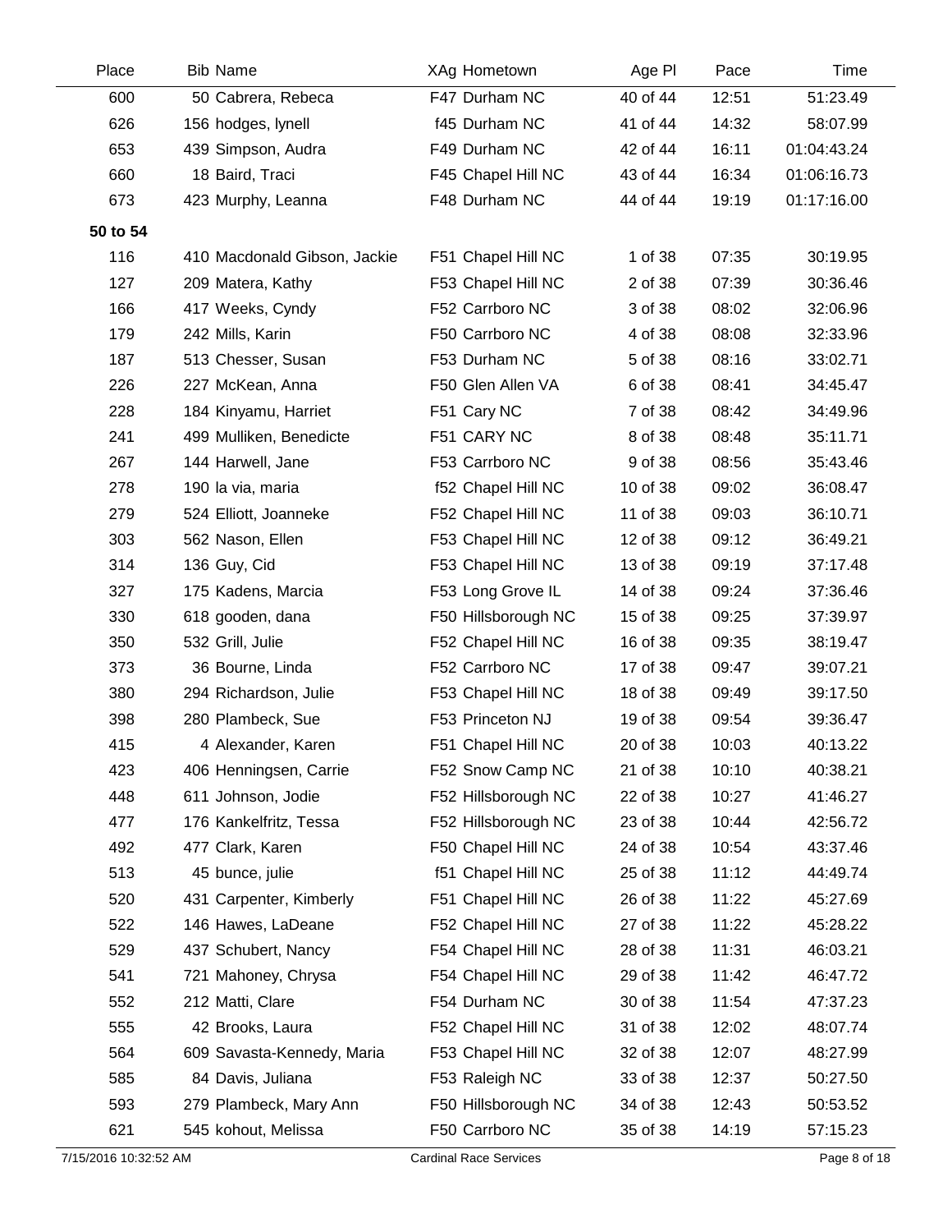| Place | Bib | Name | XAg | Hometown | Age Pl | Pace | Time |
|---|---|---|---|---|---|---|---|
| 600 | 50 | Cabrera, Rebeca | F47 | Durham NC | 40 of 44 | 12:51 | 51:23.49 |
| 626 | 156 | hodges, lynell | f45 | Durham NC | 41 of 44 | 14:32 | 58:07.99 |
| 653 | 439 | Simpson, Audra | F49 | Durham NC | 42 of 44 | 16:11 | 01:04:43.24 |
| 660 | 18 | Baird, Traci | F45 | Chapel Hill NC | 43 of 44 | 16:34 | 01:06:16.73 |
| 673 | 423 | Murphy, Leanna | F48 | Durham NC | 44 of 44 | 19:19 | 01:17:16.00 |
| **50 to 54** | | | | | | | |
| 116 | 410 | Macdonald Gibson, Jackie | F51 | Chapel Hill NC | 1 of 38 | 07:35 | 30:19.95 |
| 127 | 209 | Matera, Kathy | F53 | Chapel Hill NC | 2 of 38 | 07:39 | 30:36.46 |
| 166 | 417 | Weeks, Cyndy | F52 | Carrboro NC | 3 of 38 | 08:02 | 32:06.96 |
| 179 | 242 | Mills, Karin | F50 | Carrboro NC | 4 of 38 | 08:08 | 32:33.96 |
| 187 | 513 | Chesser, Susan | F53 | Durham NC | 5 of 38 | 08:16 | 33:02.71 |
| 226 | 227 | McKean, Anna | F50 | Glen Allen VA | 6 of 38 | 08:41 | 34:45.47 |
| 228 | 184 | Kinyamu, Harriet | F51 | Cary NC | 7 of 38 | 08:42 | 34:49.96 |
| 241 | 499 | Mulliken, Benedicte | F51 | CARY NC | 8 of 38 | 08:48 | 35:11.71 |
| 267 | 144 | Harwell, Jane | F53 | Carrboro NC | 9 of 38 | 08:56 | 35:43.46 |
| 278 | 190 | la via, maria | f52 | Chapel Hill NC | 10 of 38 | 09:02 | 36:08.47 |
| 279 | 524 | Elliott, Joanneke | F52 | Chapel Hill NC | 11 of 38 | 09:03 | 36:10.71 |
| 303 | 562 | Nason, Ellen | F53 | Chapel Hill NC | 12 of 38 | 09:12 | 36:49.21 |
| 314 | 136 | Guy, Cid | F53 | Chapel Hill NC | 13 of 38 | 09:19 | 37:17.48 |
| 327 | 175 | Kadens, Marcia | F53 | Long Grove IL | 14 of 38 | 09:24 | 37:36.46 |
| 330 | 618 | gooden, dana | F50 | Hillsborough NC | 15 of 38 | 09:25 | 37:39.97 |
| 350 | 532 | Grill, Julie | F52 | Chapel Hill NC | 16 of 38 | 09:35 | 38:19.47 |
| 373 | 36 | Bourne, Linda | F52 | Carrboro NC | 17 of 38 | 09:47 | 39:07.21 |
| 380 | 294 | Richardson, Julie | F53 | Chapel Hill NC | 18 of 38 | 09:49 | 39:17.50 |
| 398 | 280 | Plambeck, Sue | F53 | Princeton NJ | 19 of 38 | 09:54 | 39:36.47 |
| 415 | 4 | Alexander, Karen | F51 | Chapel Hill NC | 20 of 38 | 10:03 | 40:13.22 |
| 423 | 406 | Henningsen, Carrie | F52 | Snow Camp NC | 21 of 38 | 10:10 | 40:38.21 |
| 448 | 611 | Johnson, Jodie | F52 | Hillsborough NC | 22 of 38 | 10:27 | 41:46.27 |
| 477 | 176 | Kankelfritz, Tessa | F52 | Hillsborough NC | 23 of 38 | 10:44 | 42:56.72 |
| 492 | 477 | Clark, Karen | F50 | Chapel Hill NC | 24 of 38 | 10:54 | 43:37.46 |
| 513 | 45 | bunce, julie | f51 | Chapel Hill NC | 25 of 38 | 11:12 | 44:49.74 |
| 520 | 431 | Carpenter, Kimberly | F51 | Chapel Hill NC | 26 of 38 | 11:22 | 45:27.69 |
| 522 | 146 | Hawes, LaDeane | F52 | Chapel Hill NC | 27 of 38 | 11:22 | 45:28.22 |
| 529 | 437 | Schubert, Nancy | F54 | Chapel Hill NC | 28 of 38 | 11:31 | 46:03.21 |
| 541 | 721 | Mahoney, Chrysa | F54 | Chapel Hill NC | 29 of 38 | 11:42 | 46:47.72 |
| 552 | 212 | Matti, Clare | F54 | Durham NC | 30 of 38 | 11:54 | 47:37.23 |
| 555 | 42 | Brooks, Laura | F52 | Chapel Hill NC | 31 of 38 | 12:02 | 48:07.74 |
| 564 | 609 | Savasta-Kennedy, Maria | F53 | Chapel Hill NC | 32 of 38 | 12:07 | 48:27.99 |
| 585 | 84 | Davis, Juliana | F53 | Raleigh NC | 33 of 38 | 12:37 | 50:27.50 |
| 593 | 279 | Plambeck, Mary Ann | F50 | Hillsborough NC | 34 of 38 | 12:43 | 50:53.52 |
| 621 | 545 | kohout, Melissa | F50 | Carrboro NC | 35 of 38 | 14:19 | 57:15.23 |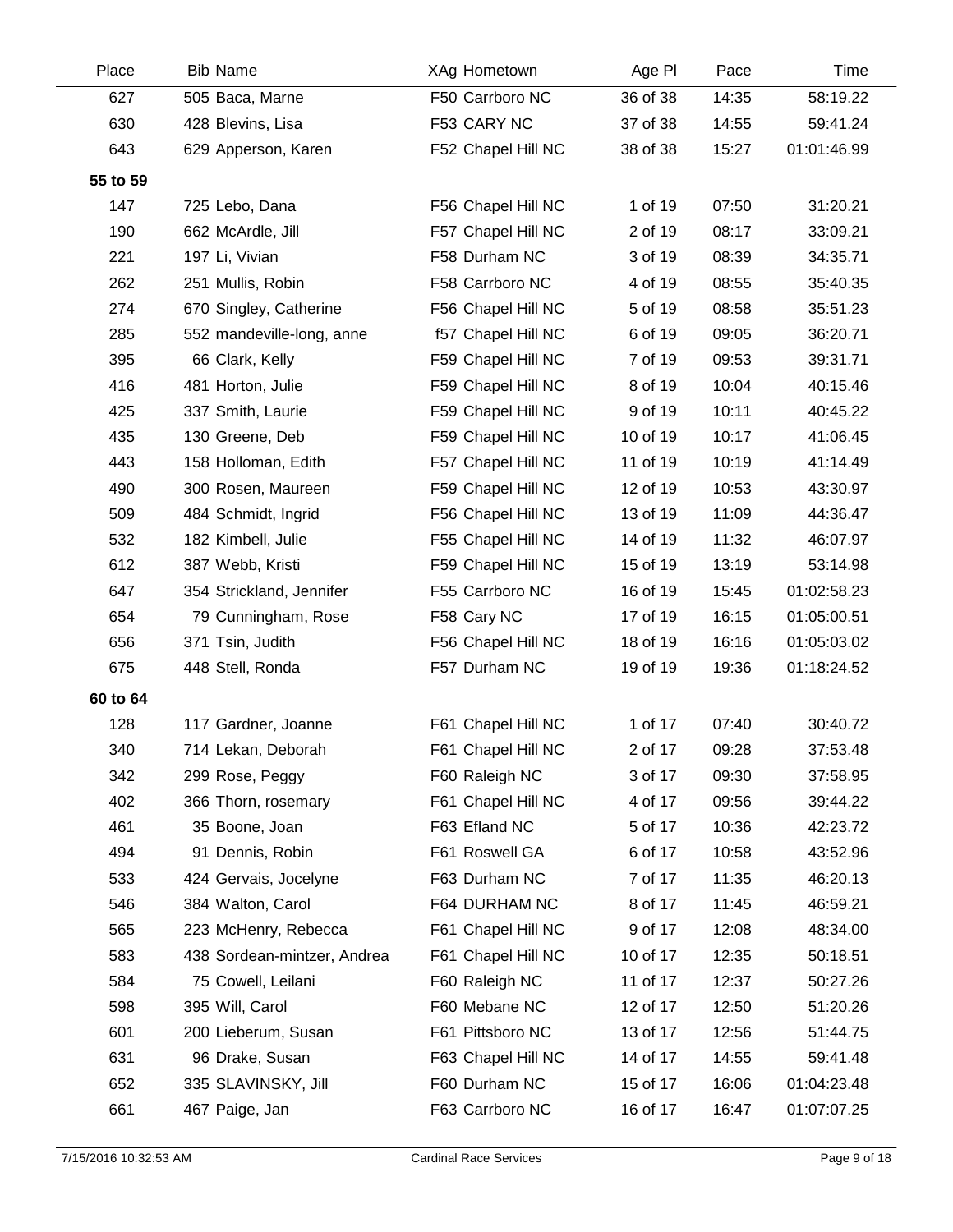| Place | Bib | Name | XAg | Hometown | Age Pl | Pace | Time |
|---|---|---|---|---|---|---|---|
| 627 | 505 | Baca, Marne | F50 | Carrboro NC | 36 of 38 | 14:35 | 58:19.22 |
| 630 | 428 | Blevins, Lisa | F53 | CARY NC | 37 of 38 | 14:55 | 59:41.24 |
| 643 | 629 | Apperson, Karen | F52 | Chapel Hill NC | 38 of 38 | 15:27 | 01:01:46.99 |
| **55 to 59** | | | | | | | |
| 147 | 725 | Lebo, Dana | F56 | Chapel Hill NC | 1 of 19 | 07:50 | 31:20.21 |
| 190 | 662 | McArdle, Jill | F57 | Chapel Hill NC | 2 of 19 | 08:17 | 33:09.21 |
| 221 | 197 | Li, Vivian | F58 | Durham NC | 3 of 19 | 08:39 | 34:35.71 |
| 262 | 251 | Mullis, Robin | F58 | Carrboro NC | 4 of 19 | 08:55 | 35:40.35 |
| 274 | 670 | Singley, Catherine | F56 | Chapel Hill NC | 5 of 19 | 08:58 | 35:51.23 |
| 285 | 552 | mandeville-long, anne | f57 | Chapel Hill NC | 6 of 19 | 09:05 | 36:20.71 |
| 395 | 66 | Clark, Kelly | F59 | Chapel Hill NC | 7 of 19 | 09:53 | 39:31.71 |
| 416 | 481 | Horton, Julie | F59 | Chapel Hill NC | 8 of 19 | 10:04 | 40:15.46 |
| 425 | 337 | Smith, Laurie | F59 | Chapel Hill NC | 9 of 19 | 10:11 | 40:45.22 |
| 435 | 130 | Greene, Deb | F59 | Chapel Hill NC | 10 of 19 | 10:17 | 41:06.45 |
| 443 | 158 | Holloman, Edith | F57 | Chapel Hill NC | 11 of 19 | 10:19 | 41:14.49 |
| 490 | 300 | Rosen, Maureen | F59 | Chapel Hill NC | 12 of 19 | 10:53 | 43:30.97 |
| 509 | 484 | Schmidt, Ingrid | F56 | Chapel Hill NC | 13 of 19 | 11:09 | 44:36.47 |
| 532 | 182 | Kimbell, Julie | F55 | Chapel Hill NC | 14 of 19 | 11:32 | 46:07.97 |
| 612 | 387 | Webb, Kristi | F59 | Chapel Hill NC | 15 of 19 | 13:19 | 53:14.98 |
| 647 | 354 | Strickland, Jennifer | F55 | Carrboro NC | 16 of 19 | 15:45 | 01:02:58.23 |
| 654 | 79 | Cunningham, Rose | F58 | Cary NC | 17 of 19 | 16:15 | 01:05:00.51 |
| 656 | 371 | Tsin, Judith | F56 | Chapel Hill NC | 18 of 19 | 16:16 | 01:05:03.02 |
| 675 | 448 | Stell, Ronda | F57 | Durham NC | 19 of 19 | 19:36 | 01:18:24.52 |
| **60 to 64** | | | | | | | |
| 128 | 117 | Gardner, Joanne | F61 | Chapel Hill NC | 1 of 17 | 07:40 | 30:40.72 |
| 340 | 714 | Lekan, Deborah | F61 | Chapel Hill NC | 2 of 17 | 09:28 | 37:53.48 |
| 342 | 299 | Rose, Peggy | F60 | Raleigh NC | 3 of 17 | 09:30 | 37:58.95 |
| 402 | 366 | Thorn, rosemary | F61 | Chapel Hill NC | 4 of 17 | 09:56 | 39:44.22 |
| 461 | 35 | Boone, Joan | F63 | Efland NC | 5 of 17 | 10:36 | 42:23.72 |
| 494 | 91 | Dennis, Robin | F61 | Roswell GA | 6 of 17 | 10:58 | 43:52.96 |
| 533 | 424 | Gervais, Jocelyne | F63 | Durham NC | 7 of 17 | 11:35 | 46:20.13 |
| 546 | 384 | Walton, Carol | F64 | DURHAM NC | 8 of 17 | 11:45 | 46:59.21 |
| 565 | 223 | McHenry, Rebecca | F61 | Chapel Hill NC | 9 of 17 | 12:08 | 48:34.00 |
| 583 | 438 | Sordean-mintzer, Andrea | F61 | Chapel Hill NC | 10 of 17 | 12:35 | 50:18.51 |
| 584 | 75 | Cowell, Leilani | F60 | Raleigh NC | 11 of 17 | 12:37 | 50:27.26 |
| 598 | 395 | Will, Carol | F60 | Mebane NC | 12 of 17 | 12:50 | 51:20.26 |
| 601 | 200 | Lieberum, Susan | F61 | Pittsboro NC | 13 of 17 | 12:56 | 51:44.75 |
| 631 | 96 | Drake, Susan | F63 | Chapel Hill NC | 14 of 17 | 14:55 | 59:41.48 |
| 652 | 335 | SLAVINSKY, Jill | F60 | Durham NC | 15 of 17 | 16:06 | 01:04:23.48 |
| 661 | 467 | Paige, Jan | F63 | Carrboro NC | 16 of 17 | 16:47 | 01:07:07.25 |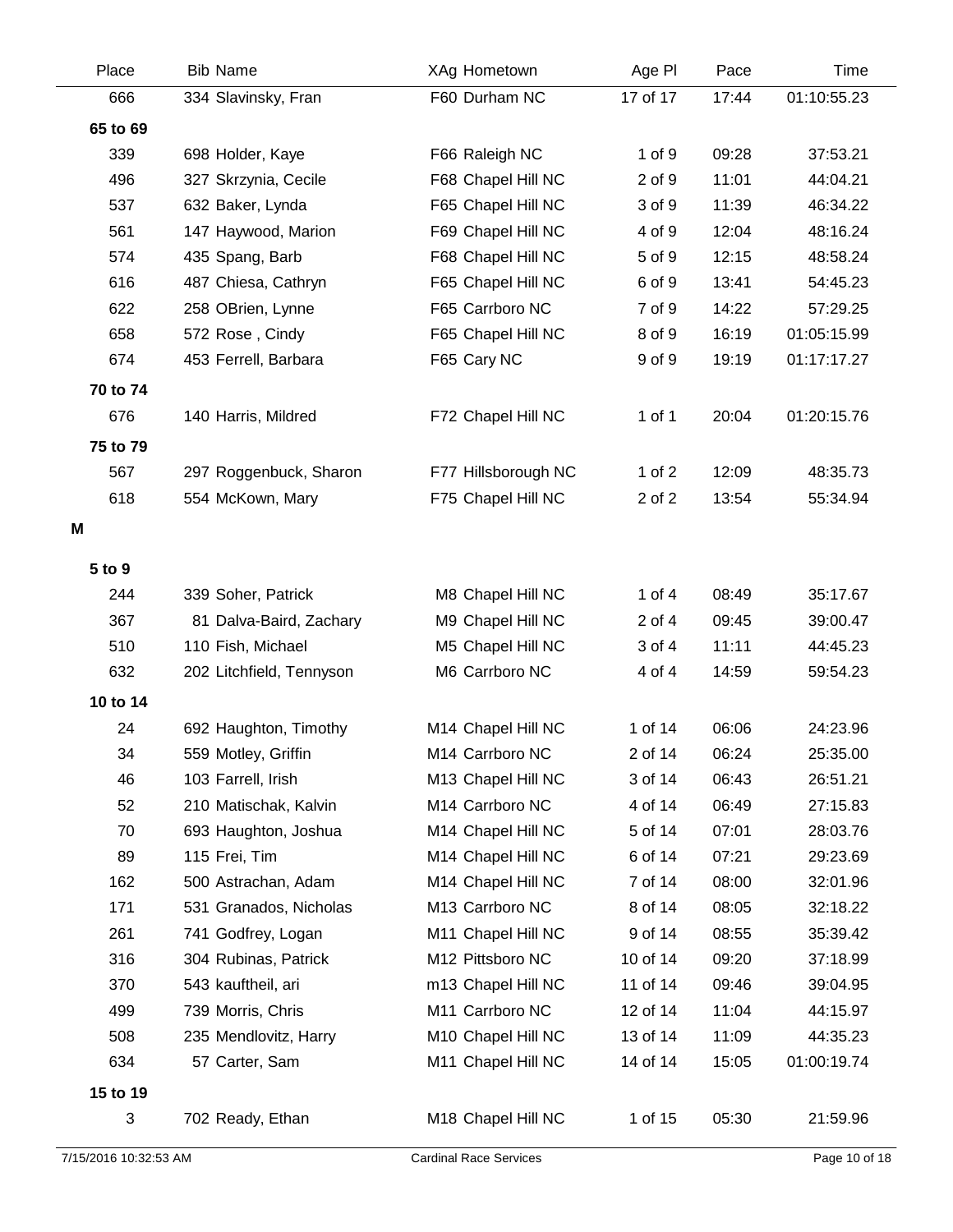| Place | Bib | Name | XAg | Hometown | Age Pl | Pace | Time |
|---|---|---|---|---|---|---|---|
| 666 | 334 | Slavinsky, Fran | F60 | Durham NC | 17 of 17 | 17:44 | 01:10:55.23 |
| **65 to 69** | | | | | | | |
| 339 | 698 | Holder, Kaye | F66 | Raleigh NC | 1 of 9 | 09:28 | 37:53.21 |
| 496 | 327 | Skrzynia, Cecile | F68 | Chapel Hill NC | 2 of 9 | 11:01 | 44:04.21 |
| 537 | 632 | Baker, Lynda | F65 | Chapel Hill NC | 3 of 9 | 11:39 | 46:34.22 |
| 561 | 147 | Haywood, Marion | F69 | Chapel Hill NC | 4 of 9 | 12:04 | 48:16.24 |
| 574 | 435 | Spang, Barb | F68 | Chapel Hill NC | 5 of 9 | 12:15 | 48:58.24 |
| 616 | 487 | Chiesa, Cathryn | F65 | Chapel Hill NC | 6 of 9 | 13:41 | 54:45.23 |
| 622 | 258 | OBrien, Lynne | F65 | Carrboro NC | 7 of 9 | 14:22 | 57:29.25 |
| 658 | 572 | Rose , Cindy | F65 | Chapel Hill NC | 8 of 9 | 16:19 | 01:05:15.99 |
| 674 | 453 | Ferrell, Barbara | F65 | Cary NC | 9 of 9 | 19:19 | 01:17:17.27 |
| **70 to 74** | | | | | | | |
| 676 | 140 | Harris, Mildred | F72 | Chapel Hill NC | 1 of 1 | 20:04 | 01:20:15.76 |
| **75 to 79** | | | | | | | |
| 567 | 297 | Roggenbuck, Sharon | F77 | Hillsborough NC | 1 of 2 | 12:09 | 48:35.73 |
| 618 | 554 | McKown, Mary | F75 | Chapel Hill NC | 2 of 2 | 13:54 | 55:34.94 |
| **M** | | | | | | | |
| **5 to 9** | | | | | | | |
| 244 | 339 | Soher, Patrick | M8 | Chapel Hill NC | 1 of 4 | 08:49 | 35:17.67 |
| 367 | 81 | Dalva-Baird, Zachary | M9 | Chapel Hill NC | 2 of 4 | 09:45 | 39:00.47 |
| 510 | 110 | Fish, Michael | M5 | Chapel Hill NC | 3 of 4 | 11:11 | 44:45.23 |
| 632 | 202 | Litchfield, Tennyson | M6 | Carrboro NC | 4 of 4 | 14:59 | 59:54.23 |
| **10 to 14** | | | | | | | |
| 24 | 692 | Haughton, Timothy | M14 | Chapel Hill NC | 1 of 14 | 06:06 | 24:23.96 |
| 34 | 559 | Motley, Griffin | M14 | Carrboro NC | 2 of 14 | 06:24 | 25:35.00 |
| 46 | 103 | Farrell, Irish | M13 | Chapel Hill NC | 3 of 14 | 06:43 | 26:51.21 |
| 52 | 210 | Matischak, Kalvin | M14 | Carrboro NC | 4 of 14 | 06:49 | 27:15.83 |
| 70 | 693 | Haughton, Joshua | M14 | Chapel Hill NC | 5 of 14 | 07:01 | 28:03.76 |
| 89 | 115 | Frei, Tim | M14 | Chapel Hill NC | 6 of 14 | 07:21 | 29:23.69 |
| 162 | 500 | Astrachan, Adam | M14 | Chapel Hill NC | 7 of 14 | 08:00 | 32:01.96 |
| 171 | 531 | Granados, Nicholas | M13 | Carrboro NC | 8 of 14 | 08:05 | 32:18.22 |
| 261 | 741 | Godfrey, Logan | M11 | Chapel Hill NC | 9 of 14 | 08:55 | 35:39.42 |
| 316 | 304 | Rubinas, Patrick | M12 | Pittsboro NC | 10 of 14 | 09:20 | 37:18.99 |
| 370 | 543 | kauftheil, ari | m13 | Chapel Hill NC | 11 of 14 | 09:46 | 39:04.95 |
| 499 | 739 | Morris, Chris | M11 | Carrboro NC | 12 of 14 | 11:04 | 44:15.97 |
| 508 | 235 | Mendlovitz, Harry | M10 | Chapel Hill NC | 13 of 14 | 11:09 | 44:35.23 |
| 634 | 57 | Carter, Sam | M11 | Chapel Hill NC | 14 of 14 | 15:05 | 01:00:19.74 |
| **15 to 19** | | | | | | | |
| 3 | 702 | Ready, Ethan | M18 | Chapel Hill NC | 1 of 15 | 05:30 | 21:59.96 |

7/15/2016 10:32:53 AM — Cardinal Race Services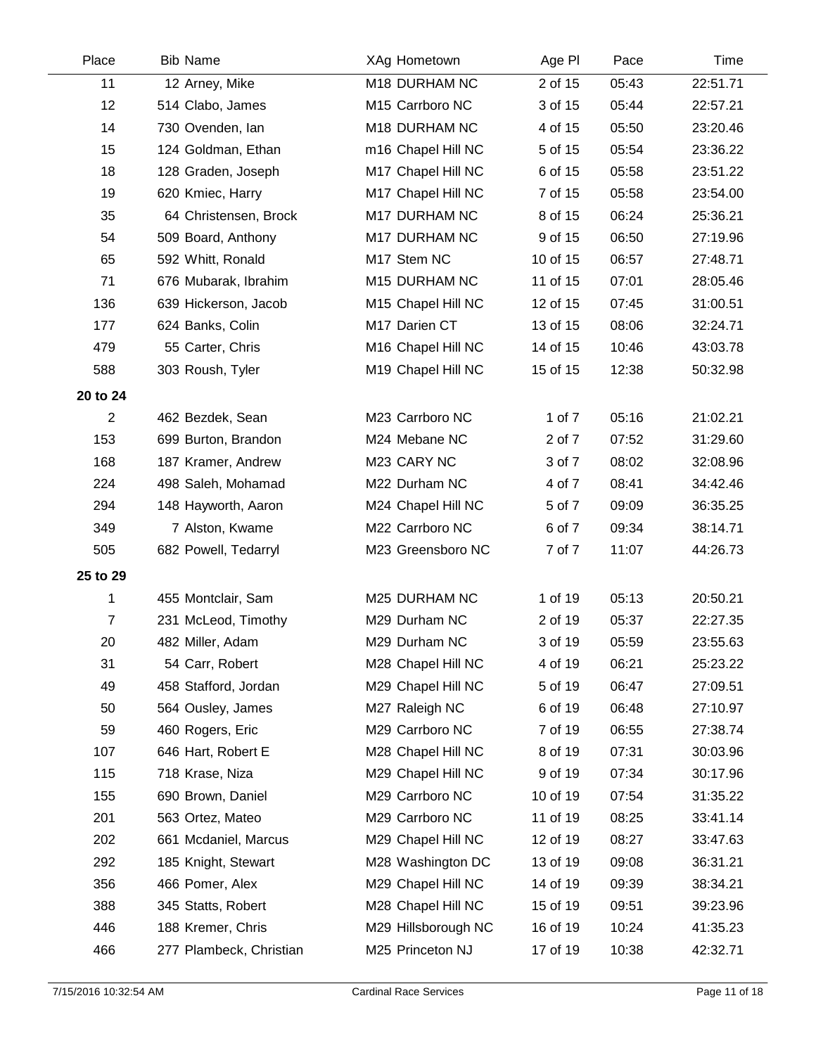| Place | Bib | Name | XAg | Hometown | Age Pl | Pace | Time |
|---|---|---|---|---|---|---|---|
| 11 | 12 | Arney, Mike | M18 | DURHAM NC | 2 of 15 | 05:43 | 22:51.71 |
| 12 | 514 | Clabo, James | M15 | Carrboro NC | 3 of 15 | 05:44 | 22:57.21 |
| 14 | 730 | Ovenden, Ian | M18 | DURHAM NC | 4 of 15 | 05:50 | 23:20.46 |
| 15 | 124 | Goldman, Ethan | m16 | Chapel Hill NC | 5 of 15 | 05:54 | 23:36.22 |
| 18 | 128 | Graden, Joseph | M17 | Chapel Hill NC | 6 of 15 | 05:58 | 23:51.22 |
| 19 | 620 | Kmiec, Harry | M17 | Chapel Hill NC | 7 of 15 | 05:58 | 23:54.00 |
| 35 | 64 | Christensen, Brock | M17 | DURHAM NC | 8 of 15 | 06:24 | 25:36.21 |
| 54 | 509 | Board, Anthony | M17 | DURHAM NC | 9 of 15 | 06:50 | 27:19.96 |
| 65 | 592 | Whitt, Ronald | M17 | Stem NC | 10 of 15 | 06:57 | 27:48.71 |
| 71 | 676 | Mubarak, Ibrahim | M15 | DURHAM NC | 11 of 15 | 07:01 | 28:05.46 |
| 136 | 639 | Hickerson, Jacob | M15 | Chapel Hill NC | 12 of 15 | 07:45 | 31:00.51 |
| 177 | 624 | Banks, Colin | M17 | Darien CT | 13 of 15 | 08:06 | 32:24.71 |
| 479 | 55 | Carter, Chris | M16 | Chapel Hill NC | 14 of 15 | 10:46 | 43:03.78 |
| 588 | 303 | Roush, Tyler | M19 | Chapel Hill NC | 15 of 15 | 12:38 | 50:32.98 |
| **20 to 24** | | | | | | | |
| 2 | 462 | Bezdek, Sean | M23 | Carrboro NC | 1 of 7 | 05:16 | 21:02.21 |
| 153 | 699 | Burton, Brandon | M24 | Mebane NC | 2 of 7 | 07:52 | 31:29.60 |
| 168 | 187 | Kramer, Andrew | M23 | CARY NC | 3 of 7 | 08:02 | 32:08.96 |
| 224 | 498 | Saleh, Mohamad | M22 | Durham NC | 4 of 7 | 08:41 | 34:42.46 |
| 294 | 148 | Hayworth, Aaron | M24 | Chapel Hill NC | 5 of 7 | 09:09 | 36:35.25 |
| 349 | 7 | Alston, Kwame | M22 | Carrboro NC | 6 of 7 | 09:34 | 38:14.71 |
| 505 | 682 | Powell, Tedarryl | M23 | Greensboro NC | 7 of 7 | 11:07 | 44:26.73 |
| **25 to 29** | | | | | | | |
| 1 | 455 | Montclair, Sam | M25 | DURHAM NC | 1 of 19 | 05:13 | 20:50.21 |
| 7 | 231 | McLeod, Timothy | M29 | Durham NC | 2 of 19 | 05:37 | 22:27.35 |
| 20 | 482 | Miller, Adam | M29 | Durham NC | 3 of 19 | 05:59 | 23:55.63 |
| 31 | 54 | Carr, Robert | M28 | Chapel Hill NC | 4 of 19 | 06:21 | 25:23.22 |
| 49 | 458 | Stafford, Jordan | M29 | Chapel Hill NC | 5 of 19 | 06:47 | 27:09.51 |
| 50 | 564 | Ousley, James | M27 | Raleigh NC | 6 of 19 | 06:48 | 27:10.97 |
| 59 | 460 | Rogers, Eric | M29 | Carrboro NC | 7 of 19 | 06:55 | 27:38.74 |
| 107 | 646 | Hart, Robert E | M28 | Chapel Hill NC | 8 of 19 | 07:31 | 30:03.96 |
| 115 | 718 | Krase, Niza | M29 | Chapel Hill NC | 9 of 19 | 07:34 | 30:17.96 |
| 155 | 690 | Brown, Daniel | M29 | Carrboro NC | 10 of 19 | 07:54 | 31:35.22 |
| 201 | 563 | Ortez, Mateo | M29 | Carrboro NC | 11 of 19 | 08:25 | 33:41.14 |
| 202 | 661 | Mcdaniel, Marcus | M29 | Chapel Hill NC | 12 of 19 | 08:27 | 33:47.63 |
| 292 | 185 | Knight, Stewart | M28 | Washington DC | 13 of 19 | 09:08 | 36:31.21 |
| 356 | 466 | Pomer, Alex | M29 | Chapel Hill NC | 14 of 19 | 09:39 | 38:34.21 |
| 388 | 345 | Statts, Robert | M28 | Chapel Hill NC | 15 of 19 | 09:51 | 39:23.96 |
| 446 | 188 | Kremer, Chris | M29 | Hillsborough NC | 16 of 19 | 10:24 | 41:35.23 |
| 466 | 277 | Plambeck, Christian | M25 | Princeton NJ | 17 of 19 | 10:38 | 42:32.71 |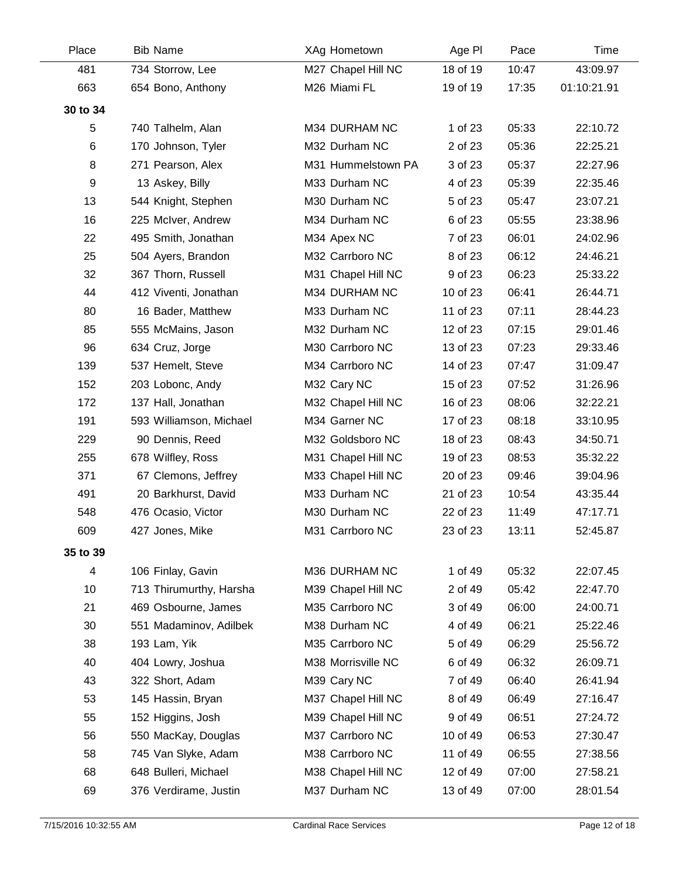| Place | Bib Name | XAg Hometown | Age Pl | Pace | Time |
|---|---|---|---|---|---|
| 481 | 734 Storrow, Lee | M27 Chapel Hill NC | 18 of 19 | 10:47 | 43:09.97 |
| 663 | 654 Bono, Anthony | M26 Miami FL | 19 of 19 | 17:35 | 01:10:21.91 |
| **30 to 34** | | | | | |
| 5 | 740 Talhelm, Alan | M34 DURHAM NC | 1 of 23 | 05:33 | 22:10.72 |
| 6 | 170 Johnson, Tyler | M32 Durham NC | 2 of 23 | 05:36 | 22:25.21 |
| 8 | 271 Pearson, Alex | M31 Hummelstown PA | 3 of 23 | 05:37 | 22:27.96 |
| 9 | 13 Askey, Billy | M33 Durham NC | 4 of 23 | 05:39 | 22:35.46 |
| 13 | 544 Knight, Stephen | M30 Durham NC | 5 of 23 | 05:47 | 23:07.21 |
| 16 | 225 McIver, Andrew | M34 Durham NC | 6 of 23 | 05:55 | 23:38.96 |
| 22 | 495 Smith, Jonathan | M34 Apex NC | 7 of 23 | 06:01 | 24:02.96 |
| 25 | 504 Ayers, Brandon | M32 Carrboro NC | 8 of 23 | 06:12 | 24:46.21 |
| 32 | 367 Thorn, Russell | M31 Chapel Hill NC | 9 of 23 | 06:23 | 25:33.22 |
| 44 | 412 Viventi, Jonathan | M34 DURHAM NC | 10 of 23 | 06:41 | 26:44.71 |
| 80 | 16 Bader, Matthew | M33 Durham NC | 11 of 23 | 07:11 | 28:44.23 |
| 85 | 555 McMains, Jason | M32 Durham NC | 12 of 23 | 07:15 | 29:01.46 |
| 96 | 634 Cruz, Jorge | M30 Carrboro NC | 13 of 23 | 07:23 | 29:33.46 |
| 139 | 537 Hemelt, Steve | M34 Carrboro NC | 14 of 23 | 07:47 | 31:09.47 |
| 152 | 203 Lobonc, Andy | M32 Cary NC | 15 of 23 | 07:52 | 31:26.96 |
| 172 | 137 Hall, Jonathan | M32 Chapel Hill NC | 16 of 23 | 08:06 | 32:22.21 |
| 191 | 593 Williamson, Michael | M34 Garner NC | 17 of 23 | 08:18 | 33:10.95 |
| 229 | 90 Dennis, Reed | M32 Goldsboro NC | 18 of 23 | 08:43 | 34:50.71 |
| 255 | 678 Wilfley, Ross | M31 Chapel Hill NC | 19 of 23 | 08:53 | 35:32.22 |
| 371 | 67 Clemons, Jeffrey | M33 Chapel Hill NC | 20 of 23 | 09:46 | 39:04.96 |
| 491 | 20 Barkhurst, David | M33 Durham NC | 21 of 23 | 10:54 | 43:35.44 |
| 548 | 476 Ocasio, Victor | M30 Durham NC | 22 of 23 | 11:49 | 47:17.71 |
| 609 | 427 Jones, Mike | M31 Carrboro NC | 23 of 23 | 13:11 | 52:45.87 |
| **35 to 39** | | | | | |
| 4 | 106 Finlay, Gavin | M36 DURHAM NC | 1 of 49 | 05:32 | 22:07.45 |
| 10 | 713 Thirumurthy, Harsha | M39 Chapel Hill NC | 2 of 49 | 05:42 | 22:47.70 |
| 21 | 469 Osbourne, James | M35 Carrboro NC | 3 of 49 | 06:00 | 24:00.71 |
| 30 | 551 Madaminov, Adilbek | M38 Durham NC | 4 of 49 | 06:21 | 25:22.46 |
| 38 | 193 Lam, Yik | M35 Carrboro NC | 5 of 49 | 06:29 | 25:56.72 |
| 40 | 404 Lowry, Joshua | M38 Morrisville NC | 6 of 49 | 06:32 | 26:09.71 |
| 43 | 322 Short, Adam | M39 Cary NC | 7 of 49 | 06:40 | 26:41.94 |
| 53 | 145 Hassin, Bryan | M37 Chapel Hill NC | 8 of 49 | 06:49 | 27:16.47 |
| 55 | 152 Higgins, Josh | M39 Chapel Hill NC | 9 of 49 | 06:51 | 27:24.72 |
| 56 | 550 MacKay, Douglas | M37 Carrboro NC | 10 of 49 | 06:53 | 27:30.47 |
| 58 | 745 Van Slyke, Adam | M38 Carrboro NC | 11 of 49 | 06:55 | 27:38.56 |
| 68 | 648 Bulleri, Michael | M38 Chapel Hill NC | 12 of 49 | 07:00 | 27:58.21 |
| 69 | 376 Verdirame, Justin | M37 Durham NC | 13 of 49 | 07:00 | 28:01.54 |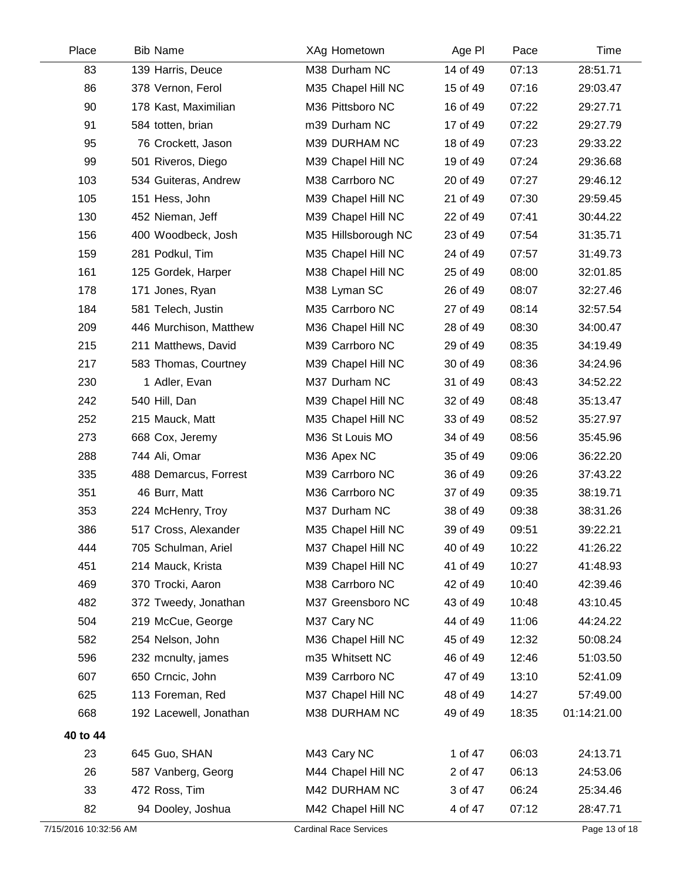| Place | Bib Name | XAg Hometown | Age Pl | Pace | Time |
|---|---|---|---|---|---|
| 83 | 139 Harris, Deuce | M38 Durham NC | 14 of 49 | 07:13 | 28:51.71 |
| 86 | 378 Vernon, Ferol | M35 Chapel Hill NC | 15 of 49 | 07:16 | 29:03.47 |
| 90 | 178 Kast, Maximilian | M36 Pittsboro NC | 16 of 49 | 07:22 | 29:27.71 |
| 91 | 584 totten, brian | m39 Durham NC | 17 of 49 | 07:22 | 29:27.79 |
| 95 | 76 Crockett, Jason | M39 DURHAM NC | 18 of 49 | 07:23 | 29:33.22 |
| 99 | 501 Riveros, Diego | M39 Chapel Hill NC | 19 of 49 | 07:24 | 29:36.68 |
| 103 | 534 Guiteras, Andrew | M38 Carrboro NC | 20 of 49 | 07:27 | 29:46.12 |
| 105 | 151 Hess, John | M39 Chapel Hill NC | 21 of 49 | 07:30 | 29:59.45 |
| 130 | 452 Nieman, Jeff | M39 Chapel Hill NC | 22 of 49 | 07:41 | 30:44.22 |
| 156 | 400 Woodbeck, Josh | M35 Hillsborough NC | 23 of 49 | 07:54 | 31:35.71 |
| 159 | 281 Podkul, Tim | M35 Chapel Hill NC | 24 of 49 | 07:57 | 31:49.73 |
| 161 | 125 Gordek, Harper | M38 Chapel Hill NC | 25 of 49 | 08:00 | 32:01.85 |
| 178 | 171 Jones, Ryan | M38 Lyman SC | 26 of 49 | 08:07 | 32:27.46 |
| 184 | 581 Telech, Justin | M35 Carrboro NC | 27 of 49 | 08:14 | 32:57.54 |
| 209 | 446 Murchison, Matthew | M36 Chapel Hill NC | 28 of 49 | 08:30 | 34:00.47 |
| 215 | 211 Matthews, David | M39 Carrboro NC | 29 of 49 | 08:35 | 34:19.49 |
| 217 | 583 Thomas, Courtney | M39 Chapel Hill NC | 30 of 49 | 08:36 | 34:24.96 |
| 230 | 1 Adler, Evan | M37 Durham NC | 31 of 49 | 08:43 | 34:52.22 |
| 242 | 540 Hill, Dan | M39 Chapel Hill NC | 32 of 49 | 08:48 | 35:13.47 |
| 252 | 215 Mauck, Matt | M35 Chapel Hill NC | 33 of 49 | 08:52 | 35:27.97 |
| 273 | 668 Cox, Jeremy | M36 St Louis MO | 34 of 49 | 08:56 | 35:45.96 |
| 288 | 744 Ali, Omar | M36 Apex NC | 35 of 49 | 09:06 | 36:22.20 |
| 335 | 488 Demarcus, Forrest | M39 Carrboro NC | 36 of 49 | 09:26 | 37:43.22 |
| 351 | 46 Burr, Matt | M36 Carrboro NC | 37 of 49 | 09:35 | 38:19.71 |
| 353 | 224 McHenry, Troy | M37 Durham NC | 38 of 49 | 09:38 | 38:31.26 |
| 386 | 517 Cross, Alexander | M35 Chapel Hill NC | 39 of 49 | 09:51 | 39:22.21 |
| 444 | 705 Schulman, Ariel | M37 Chapel Hill NC | 40 of 49 | 10:22 | 41:26.22 |
| 451 | 214 Mauck, Krista | M39 Chapel Hill NC | 41 of 49 | 10:27 | 41:48.93 |
| 469 | 370 Trocki, Aaron | M38 Carrboro NC | 42 of 49 | 10:40 | 42:39.46 |
| 482 | 372 Tweedy, Jonathan | M37 Greensboro NC | 43 of 49 | 10:48 | 43:10.45 |
| 504 | 219 McCue, George | M37 Cary NC | 44 of 49 | 11:06 | 44:24.22 |
| 582 | 254 Nelson, John | M36 Chapel Hill NC | 45 of 49 | 12:32 | 50:08.24 |
| 596 | 232 mcnulty, james | m35 Whitsett NC | 46 of 49 | 12:46 | 51:03.50 |
| 607 | 650 Crncic, John | M39 Carrboro NC | 47 of 49 | 13:10 | 52:41.09 |
| 625 | 113 Foreman, Red | M37 Chapel Hill NC | 48 of 49 | 14:27 | 57:49.00 |
| 668 | 192 Lacewell, Jonathan | M38 DURHAM NC | 49 of 49 | 18:35 | 01:14:21.00 |
| **40 to 44** | | | | | |
| 23 | 645 Guo, SHAN | M43 Cary NC | 1 of 47 | 06:03 | 24:13.71 |
| 26 | 587 Vanberg, Georg | M44 Chapel Hill NC | 2 of 47 | 06:13 | 24:53.06 |
| 33 | 472 Ross, Tim | M42 DURHAM NC | 3 of 47 | 06:24 | 25:34.46 |
| 82 | 94 Dooley, Joshua | M42 Chapel Hill NC | 4 of 47 | 07:12 | 28:47.71 |

7/15/2016 10:32:56 AM — Cardinal Race Services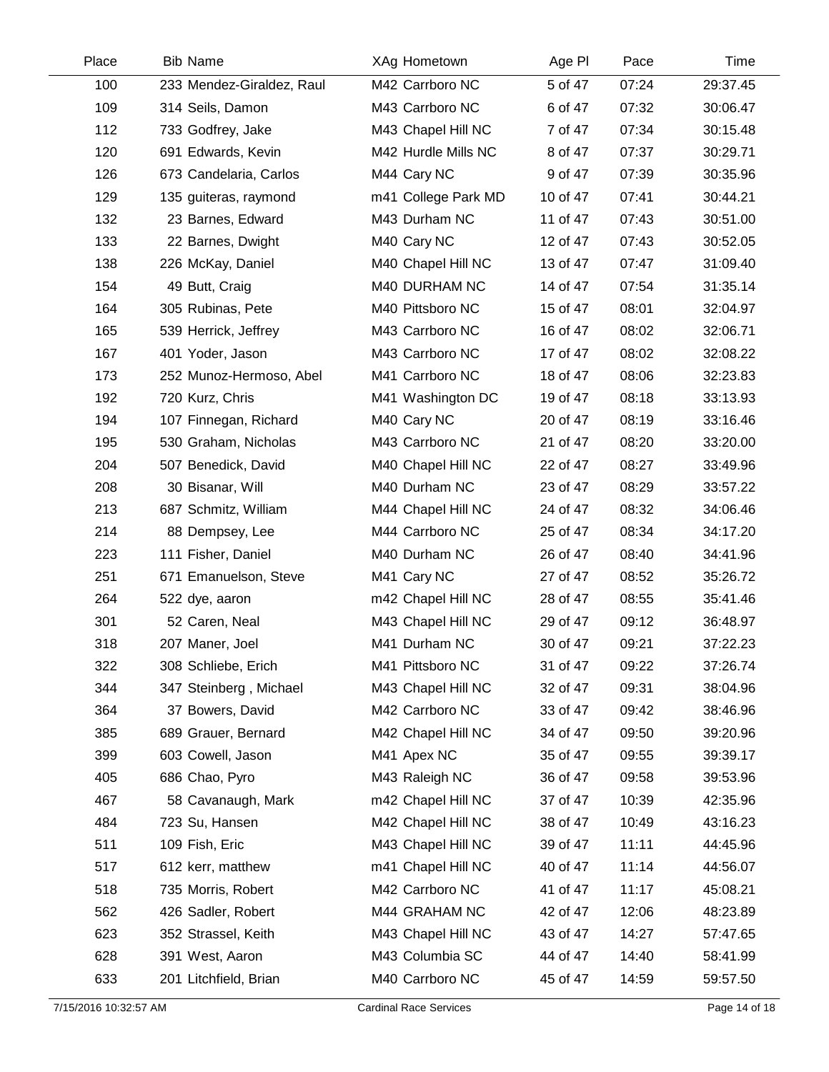| Place | Bib | Name | XAg | Hometown | Age Pl | Pace | Time |
|---|---|---|---|---|---|---|---|
| 100 | 233 | Mendez-Giraldez, Raul | M42 | Carrboro NC | 5 of 47 | 07:24 | 29:37.45 |
| 109 | 314 | Seils, Damon | M43 | Carrboro NC | 6 of 47 | 07:32 | 30:06.47 |
| 112 | 733 | Godfrey, Jake | M43 | Chapel Hill NC | 7 of 47 | 07:34 | 30:15.48 |
| 120 | 691 | Edwards, Kevin | M42 | Hurdle Mills NC | 8 of 47 | 07:37 | 30:29.71 |
| 126 | 673 | Candelaria, Carlos | M44 | Cary NC | 9 of 47 | 07:39 | 30:35.96 |
| 129 | 135 | guiteras, raymond | m41 | College Park MD | 10 of 47 | 07:41 | 30:44.21 |
| 132 | 23 | Barnes, Edward | M43 | Durham NC | 11 of 47 | 07:43 | 30:51.00 |
| 133 | 22 | Barnes, Dwight | M40 | Cary NC | 12 of 47 | 07:43 | 30:52.05 |
| 138 | 226 | McKay, Daniel | M40 | Chapel Hill NC | 13 of 47 | 07:47 | 31:09.40 |
| 154 | 49 | Butt, Craig | M40 | DURHAM NC | 14 of 47 | 07:54 | 31:35.14 |
| 164 | 305 | Rubinas, Pete | M40 | Pittsboro NC | 15 of 47 | 08:01 | 32:04.97 |
| 165 | 539 | Herrick, Jeffrey | M43 | Carrboro NC | 16 of 47 | 08:02 | 32:06.71 |
| 167 | 401 | Yoder, Jason | M43 | Carrboro NC | 17 of 47 | 08:02 | 32:08.22 |
| 173 | 252 | Munoz-Hermoso, Abel | M41 | Carrboro NC | 18 of 47 | 08:06 | 32:23.83 |
| 192 | 720 | Kurz, Chris | M41 | Washington DC | 19 of 47 | 08:18 | 33:13.93 |
| 194 | 107 | Finnegan, Richard | M40 | Cary NC | 20 of 47 | 08:19 | 33:16.46 |
| 195 | 530 | Graham, Nicholas | M43 | Carrboro NC | 21 of 47 | 08:20 | 33:20.00 |
| 204 | 507 | Benedick, David | M40 | Chapel Hill NC | 22 of 47 | 08:27 | 33:49.96 |
| 208 | 30 | Bisanar, Will | M40 | Durham NC | 23 of 47 | 08:29 | 33:57.22 |
| 213 | 687 | Schmitz, William | M44 | Chapel Hill NC | 24 of 47 | 08:32 | 34:06.46 |
| 214 | 88 | Dempsey, Lee | M44 | Carrboro NC | 25 of 47 | 08:34 | 34:17.20 |
| 223 | 111 | Fisher, Daniel | M40 | Durham NC | 26 of 47 | 08:40 | 34:41.96 |
| 251 | 671 | Emanuelson, Steve | M41 | Cary NC | 27 of 47 | 08:52 | 35:26.72 |
| 264 | 522 | dye, aaron | m42 | Chapel Hill NC | 28 of 47 | 08:55 | 35:41.46 |
| 301 | 52 | Caren, Neal | M43 | Chapel Hill NC | 29 of 47 | 09:12 | 36:48.97 |
| 318 | 207 | Maner, Joel | M41 | Durham NC | 30 of 47 | 09:21 | 37:22.23 |
| 322 | 308 | Schliebe, Erich | M41 | Pittsboro NC | 31 of 47 | 09:22 | 37:26.74 |
| 344 | 347 | Steinberg , Michael | M43 | Chapel Hill NC | 32 of 47 | 09:31 | 38:04.96 |
| 364 | 37 | Bowers, David | M42 | Carrboro NC | 33 of 47 | 09:42 | 38:46.96 |
| 385 | 689 | Grauer, Bernard | M42 | Chapel Hill NC | 34 of 47 | 09:50 | 39:20.96 |
| 399 | 603 | Cowell, Jason | M41 | Apex NC | 35 of 47 | 09:55 | 39:39.17 |
| 405 | 686 | Chao, Pyro | M43 | Raleigh NC | 36 of 47 | 09:58 | 39:53.96 |
| 467 | 58 | Cavanaugh, Mark | m42 | Chapel Hill NC | 37 of 47 | 10:39 | 42:35.96 |
| 484 | 723 | Su, Hansen | M42 | Chapel Hill NC | 38 of 47 | 10:49 | 43:16.23 |
| 511 | 109 | Fish, Eric | M43 | Chapel Hill NC | 39 of 47 | 11:11 | 44:45.96 |
| 517 | 612 | kerr, matthew | m41 | Chapel Hill NC | 40 of 47 | 11:14 | 44:56.07 |
| 518 | 735 | Morris, Robert | M42 | Carrboro NC | 41 of 47 | 11:17 | 45:08.21 |
| 562 | 426 | Sadler, Robert | M44 | GRAHAM NC | 42 of 47 | 12:06 | 48:23.89 |
| 623 | 352 | Strassel, Keith | M43 | Chapel Hill NC | 43 of 47 | 14:27 | 57:47.65 |
| 628 | 391 | West, Aaron | M43 | Columbia SC | 44 of 47 | 14:40 | 58:41.99 |
| 633 | 201 | Litchfield, Brian | M40 | Carrboro NC | 45 of 47 | 14:59 | 59:57.50 |

7/15/2016 10:32:57 AM    Cardinal Race Services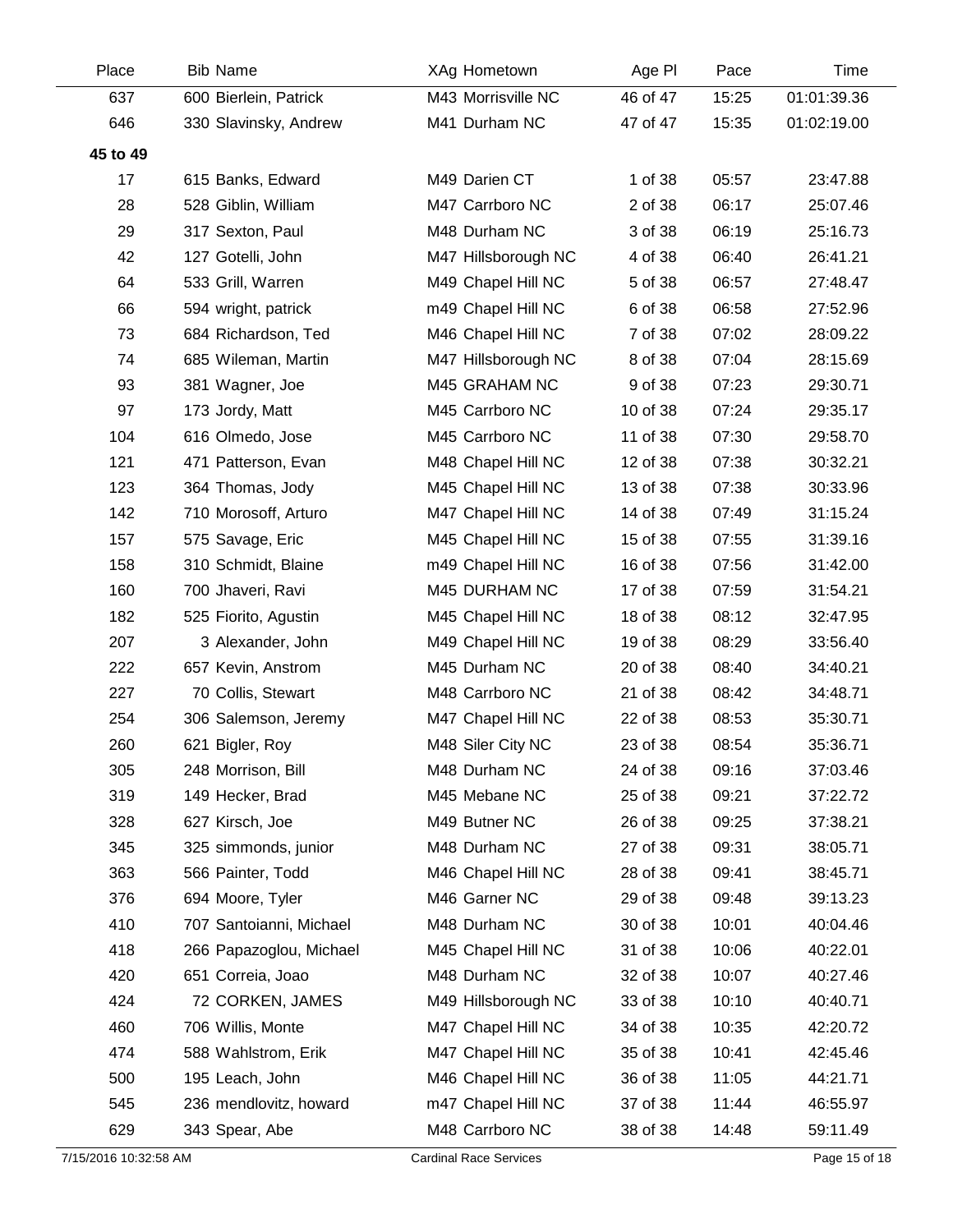| Place | Bib | Name | XAg | Hometown | Age Pl | Pace | Time |
|---|---|---|---|---|---|---|---|
| 637 | 600 | Bierlein, Patrick | M43 | Morrisville NC | 46 of 47 | 15:25 | 01:01:39.36 |
| 646 | 330 | Slavinsky, Andrew | M41 | Durham NC | 47 of 47 | 15:35 | 01:02:19.00 |
| **45 to 49** | | | | | | | |
| 17 | 615 | Banks, Edward | M49 | Darien CT | 1 of 38 | 05:57 | 23:47.88 |
| 28 | 528 | Giblin, William | M47 | Carrboro NC | 2 of 38 | 06:17 | 25:07.46 |
| 29 | 317 | Sexton, Paul | M48 | Durham NC | 3 of 38 | 06:19 | 25:16.73 |
| 42 | 127 | Gotelli, John | M47 | Hillsborough NC | 4 of 38 | 06:40 | 26:41.21 |
| 64 | 533 | Grill, Warren | M49 | Chapel Hill NC | 5 of 38 | 06:57 | 27:48.47 |
| 66 | 594 | wright, patrick | m49 | Chapel Hill NC | 6 of 38 | 06:58 | 27:52.96 |
| 73 | 684 | Richardson, Ted | M46 | Chapel Hill NC | 7 of 38 | 07:02 | 28:09.22 |
| 74 | 685 | Wileman, Martin | M47 | Hillsborough NC | 8 of 38 | 07:04 | 28:15.69 |
| 93 | 381 | Wagner, Joe | M45 | GRAHAM NC | 9 of 38 | 07:23 | 29:30.71 |
| 97 | 173 | Jordy, Matt | M45 | Carrboro NC | 10 of 38 | 07:24 | 29:35.17 |
| 104 | 616 | Olmedo, Jose | M45 | Carrboro NC | 11 of 38 | 07:30 | 29:58.70 |
| 121 | 471 | Patterson, Evan | M48 | Chapel Hill NC | 12 of 38 | 07:38 | 30:32.21 |
| 123 | 364 | Thomas, Jody | M45 | Chapel Hill NC | 13 of 38 | 07:38 | 30:33.96 |
| 142 | 710 | Morosoff, Arturo | M47 | Chapel Hill NC | 14 of 38 | 07:49 | 31:15.24 |
| 157 | 575 | Savage, Eric | M45 | Chapel Hill NC | 15 of 38 | 07:55 | 31:39.16 |
| 158 | 310 | Schmidt, Blaine | m49 | Chapel Hill NC | 16 of 38 | 07:56 | 31:42.00 |
| 160 | 700 | Jhaveri, Ravi | M45 | DURHAM NC | 17 of 38 | 07:59 | 31:54.21 |
| 182 | 525 | Fiorito, Agustin | M45 | Chapel Hill NC | 18 of 38 | 08:12 | 32:47.95 |
| 207 | 3 | Alexander, John | M49 | Chapel Hill NC | 19 of 38 | 08:29 | 33:56.40 |
| 222 | 657 | Kevin, Anstrom | M45 | Durham NC | 20 of 38 | 08:40 | 34:40.21 |
| 227 | 70 | Collis, Stewart | M48 | Carrboro NC | 21 of 38 | 08:42 | 34:48.71 |
| 254 | 306 | Salemson, Jeremy | M47 | Chapel Hill NC | 22 of 38 | 08:53 | 35:30.71 |
| 260 | 621 | Bigler, Roy | M48 | Siler City NC | 23 of 38 | 08:54 | 35:36.71 |
| 305 | 248 | Morrison, Bill | M48 | Durham NC | 24 of 38 | 09:16 | 37:03.46 |
| 319 | 149 | Hecker, Brad | M45 | Mebane NC | 25 of 38 | 09:21 | 37:22.72 |
| 328 | 627 | Kirsch, Joe | M49 | Butner NC | 26 of 38 | 09:25 | 37:38.21 |
| 345 | 325 | simmonds, junior | M48 | Durham NC | 27 of 38 | 09:31 | 38:05.71 |
| 363 | 566 | Painter, Todd | M46 | Chapel Hill NC | 28 of 38 | 09:41 | 38:45.71 |
| 376 | 694 | Moore, Tyler | M46 | Garner NC | 29 of 38 | 09:48 | 39:13.23 |
| 410 | 707 | Santoianni, Michael | M48 | Durham NC | 30 of 38 | 10:01 | 40:04.46 |
| 418 | 266 | Papazoglou, Michael | M45 | Chapel Hill NC | 31 of 38 | 10:06 | 40:22.01 |
| 420 | 651 | Correia, Joao | M48 | Durham NC | 32 of 38 | 10:07 | 40:27.46 |
| 424 | 72 | CORKEN, JAMES | M49 | Hillsborough NC | 33 of 38 | 10:10 | 40:40.71 |
| 460 | 706 | Willis, Monte | M47 | Chapel Hill NC | 34 of 38 | 10:35 | 42:20.72 |
| 474 | 588 | Wahlstrom, Erik | M47 | Chapel Hill NC | 35 of 38 | 10:41 | 42:45.46 |
| 500 | 195 | Leach, John | M46 | Chapel Hill NC | 36 of 38 | 11:05 | 44:21.71 |
| 545 | 236 | mendlovitz, howard | m47 | Chapel Hill NC | 37 of 38 | 11:44 | 46:55.97 |
| 629 | 343 | Spear, Abe | M48 | Carrboro NC | 38 of 38 | 14:48 | 59:11.49 |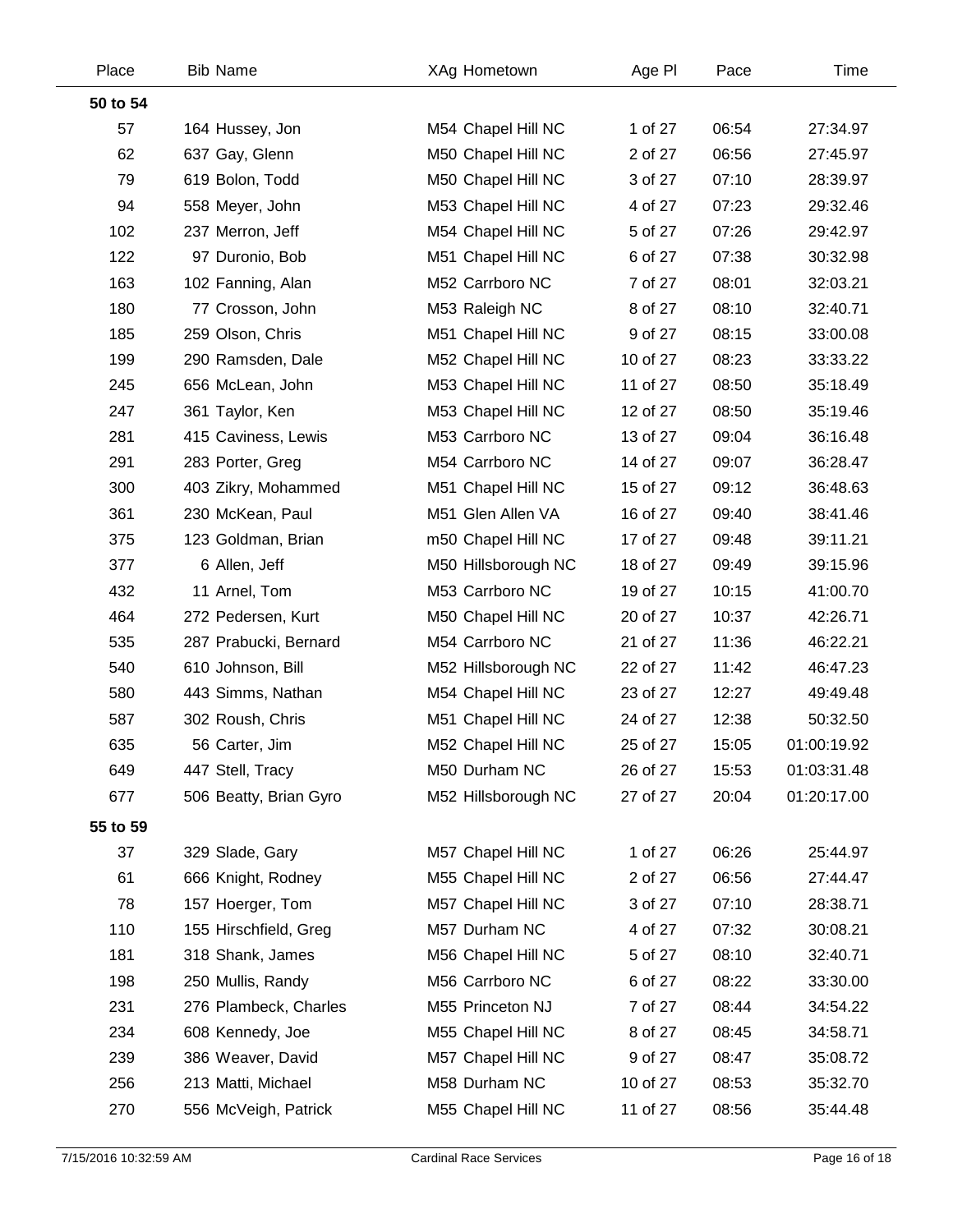| Place | Bib Name | XAg Hometown | Age Pl | Pace | Time |
|---|---|---|---|---|---|
| **50 to 54** | | | | | |
| 57 | 164 Hussey, Jon | M54 Chapel Hill NC | 1 of 27 | 06:54 | 27:34.97 |
| 62 | 637 Gay, Glenn | M50 Chapel Hill NC | 2 of 27 | 06:56 | 27:45.97 |
| 79 | 619 Bolon, Todd | M50 Chapel Hill NC | 3 of 27 | 07:10 | 28:39.97 |
| 94 | 558 Meyer, John | M53 Chapel Hill NC | 4 of 27 | 07:23 | 29:32.46 |
| 102 | 237 Merron, Jeff | M54 Chapel Hill NC | 5 of 27 | 07:26 | 29:42.97 |
| 122 | 97 Duronio, Bob | M51 Chapel Hill NC | 6 of 27 | 07:38 | 30:32.98 |
| 163 | 102 Fanning, Alan | M52 Carrboro NC | 7 of 27 | 08:01 | 32:03.21 |
| 180 | 77 Crosson, John | M53 Raleigh NC | 8 of 27 | 08:10 | 32:40.71 |
| 185 | 259 Olson, Chris | M51 Chapel Hill NC | 9 of 27 | 08:15 | 33:00.08 |
| 199 | 290 Ramsden, Dale | M52 Chapel Hill NC | 10 of 27 | 08:23 | 33:33.22 |
| 245 | 656 McLean, John | M53 Chapel Hill NC | 11 of 27 | 08:50 | 35:18.49 |
| 247 | 361 Taylor, Ken | M53 Chapel Hill NC | 12 of 27 | 08:50 | 35:19.46 |
| 281 | 415 Caviness, Lewis | M53 Carrboro NC | 13 of 27 | 09:04 | 36:16.48 |
| 291 | 283 Porter, Greg | M54 Carrboro NC | 14 of 27 | 09:07 | 36:28.47 |
| 300 | 403 Zikry, Mohammed | M51 Chapel Hill NC | 15 of 27 | 09:12 | 36:48.63 |
| 361 | 230 McKean, Paul | M51 Glen Allen VA | 16 of 27 | 09:40 | 38:41.46 |
| 375 | 123 Goldman, Brian | m50 Chapel Hill NC | 17 of 27 | 09:48 | 39:11.21 |
| 377 | 6 Allen, Jeff | M50 Hillsborough NC | 18 of 27 | 09:49 | 39:15.96 |
| 432 | 11 Arnel, Tom | M53 Carrboro NC | 19 of 27 | 10:15 | 41:00.70 |
| 464 | 272 Pedersen, Kurt | M50 Chapel Hill NC | 20 of 27 | 10:37 | 42:26.71 |
| 535 | 287 Prabucki, Bernard | M54 Carrboro NC | 21 of 27 | 11:36 | 46:22.21 |
| 540 | 610 Johnson, Bill | M52 Hillsborough NC | 22 of 27 | 11:42 | 46:47.23 |
| 580 | 443 Simms, Nathan | M54 Chapel Hill NC | 23 of 27 | 12:27 | 49:49.48 |
| 587 | 302 Roush, Chris | M51 Chapel Hill NC | 24 of 27 | 12:38 | 50:32.50 |
| 635 | 56 Carter, Jim | M52 Chapel Hill NC | 25 of 27 | 15:05 | 01:00:19.92 |
| 649 | 447 Stell, Tracy | M50 Durham NC | 26 of 27 | 15:53 | 01:03:31.48 |
| 677 | 506 Beatty, Brian Gyro | M52 Hillsborough NC | 27 of 27 | 20:04 | 01:20:17.00 |
| **55 to 59** | | | | | |
| 37 | 329 Slade, Gary | M57 Chapel Hill NC | 1 of 27 | 06:26 | 25:44.97 |
| 61 | 666 Knight, Rodney | M55 Chapel Hill NC | 2 of 27 | 06:56 | 27:44.47 |
| 78 | 157 Hoerger, Tom | M57 Chapel Hill NC | 3 of 27 | 07:10 | 28:38.71 |
| 110 | 155 Hirschfield, Greg | M57 Durham NC | 4 of 27 | 07:32 | 30:08.21 |
| 181 | 318 Shank, James | M56 Chapel Hill NC | 5 of 27 | 08:10 | 32:40.71 |
| 198 | 250 Mullis, Randy | M56 Carrboro NC | 6 of 27 | 08:22 | 33:30.00 |
| 231 | 276 Plambeck, Charles | M55 Princeton NJ | 7 of 27 | 08:44 | 34:54.22 |
| 234 | 608 Kennedy, Joe | M55 Chapel Hill NC | 8 of 27 | 08:45 | 34:58.71 |
| 239 | 386 Weaver, David | M57 Chapel Hill NC | 9 of 27 | 08:47 | 35:08.72 |
| 256 | 213 Matti, Michael | M58 Durham NC | 10 of 27 | 08:53 | 35:32.70 |
| 270 | 556 McVeigh, Patrick | M55 Chapel Hill NC | 11 of 27 | 08:56 | 35:44.48 |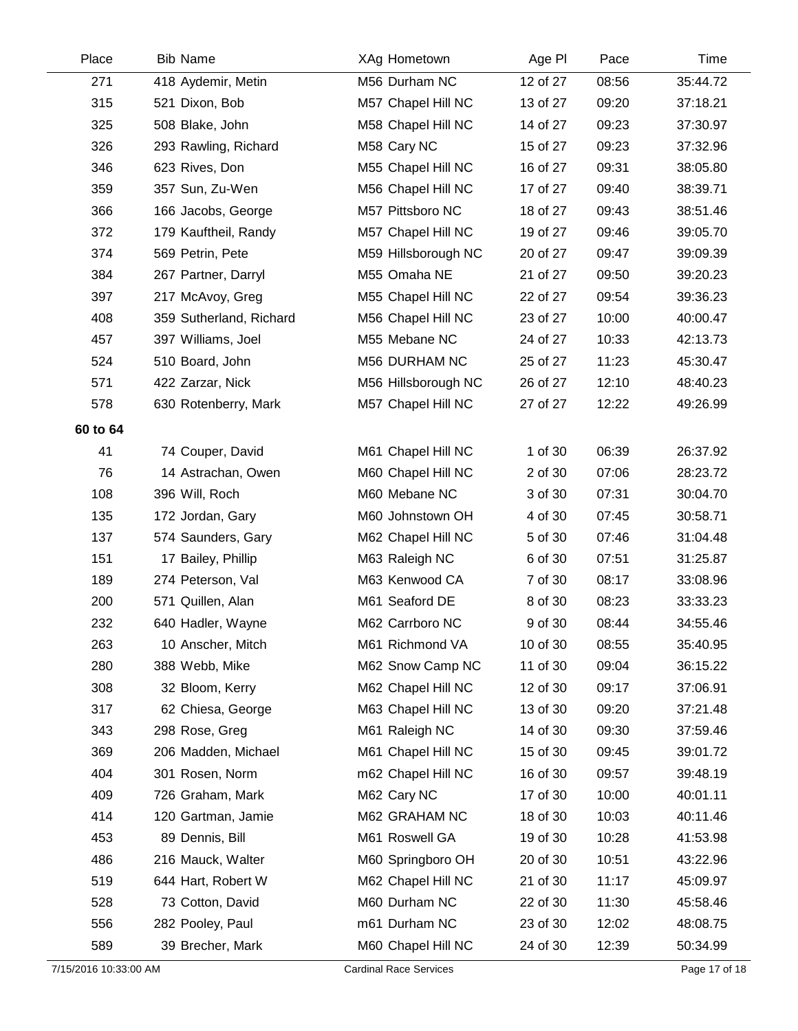| Place | Bib | Name | XAg | Hometown | Age Pl | Pace | Time |
|---|---|---|---|---|---|---|---|
| 271 | 418 | Aydemir, Metin | M56 | Durham NC | 12 of 27 | 08:56 | 35:44.72 |
| 315 | 521 | Dixon, Bob | M57 | Chapel Hill NC | 13 of 27 | 09:20 | 37:18.21 |
| 325 | 508 | Blake, John | M58 | Chapel Hill NC | 14 of 27 | 09:23 | 37:30.97 |
| 326 | 293 | Rawling, Richard | M58 | Cary NC | 15 of 27 | 09:23 | 37:32.96 |
| 346 | 623 | Rives, Don | M55 | Chapel Hill NC | 16 of 27 | 09:31 | 38:05.80 |
| 359 | 357 | Sun, Zu-Wen | M56 | Chapel Hill NC | 17 of 27 | 09:40 | 38:39.71 |
| 366 | 166 | Jacobs, George | M57 | Pittsboro NC | 18 of 27 | 09:43 | 38:51.46 |
| 372 | 179 | Kauftheil, Randy | M57 | Chapel Hill NC | 19 of 27 | 09:46 | 39:05.70 |
| 374 | 569 | Petrin, Pete | M59 | Hillsborough NC | 20 of 27 | 09:47 | 39:09.39 |
| 384 | 267 | Partner, Darryl | M55 | Omaha NE | 21 of 27 | 09:50 | 39:20.23 |
| 397 | 217 | McAvoy, Greg | M55 | Chapel Hill NC | 22 of 27 | 09:54 | 39:36.23 |
| 408 | 359 | Sutherland, Richard | M56 | Chapel Hill NC | 23 of 27 | 10:00 | 40:00.47 |
| 457 | 397 | Williams, Joel | M55 | Mebane NC | 24 of 27 | 10:33 | 42:13.73 |
| 524 | 510 | Board, John | M56 | DURHAM NC | 25 of 27 | 11:23 | 45:30.47 |
| 571 | 422 | Zarzar, Nick | M56 | Hillsborough NC | 26 of 27 | 12:10 | 48:40.23 |
| 578 | 630 | Rotenberry, Mark | M57 | Chapel Hill NC | 27 of 27 | 12:22 | 49:26.99 |
| **60 to 64** | | | | | | | |
| 41 | 74 | Couper, David | M61 | Chapel Hill NC | 1 of 30 | 06:39 | 26:37.92 |
| 76 | 14 | Astrachan, Owen | M60 | Chapel Hill NC | 2 of 30 | 07:06 | 28:23.72 |
| 108 | 396 | Will, Roch | M60 | Mebane NC | 3 of 30 | 07:31 | 30:04.70 |
| 135 | 172 | Jordan, Gary | M60 | Johnstown OH | 4 of 30 | 07:45 | 30:58.71 |
| 137 | 574 | Saunders, Gary | M62 | Chapel Hill NC | 5 of 30 | 07:46 | 31:04.48 |
| 151 | 17 | Bailey, Phillip | M63 | Raleigh NC | 6 of 30 | 07:51 | 31:25.87 |
| 189 | 274 | Peterson, Val | M63 | Kenwood CA | 7 of 30 | 08:17 | 33:08.96 |
| 200 | 571 | Quillen, Alan | M61 | Seaford DE | 8 of 30 | 08:23 | 33:33.23 |
| 232 | 640 | Hadler, Wayne | M62 | Carrboro NC | 9 of 30 | 08:44 | 34:55.46 |
| 263 | 10 | Anscher, Mitch | M61 | Richmond VA | 10 of 30 | 08:55 | 35:40.95 |
| 280 | 388 | Webb, Mike | M62 | Snow Camp NC | 11 of 30 | 09:04 | 36:15.22 |
| 308 | 32 | Bloom, Kerry | M62 | Chapel Hill NC | 12 of 30 | 09:17 | 37:06.91 |
| 317 | 62 | Chiesa, George | M63 | Chapel Hill NC | 13 of 30 | 09:20 | 37:21.48 |
| 343 | 298 | Rose, Greg | M61 | Raleigh NC | 14 of 30 | 09:30 | 37:59.46 |
| 369 | 206 | Madden, Michael | M61 | Chapel Hill NC | 15 of 30 | 09:45 | 39:01.72 |
| 404 | 301 | Rosen, Norm | m62 | Chapel Hill NC | 16 of 30 | 09:57 | 39:48.19 |
| 409 | 726 | Graham, Mark | M62 | Cary NC | 17 of 30 | 10:00 | 40:01.11 |
| 414 | 120 | Gartman, Jamie | M62 | GRAHAM NC | 18 of 30 | 10:03 | 40:11.46 |
| 453 | 89 | Dennis, Bill | M61 | Roswell GA | 19 of 30 | 10:28 | 41:53.98 |
| 486 | 216 | Mauck, Walter | M60 | Springboro OH | 20 of 30 | 10:51 | 43:22.96 |
| 519 | 644 | Hart, Robert W | M62 | Chapel Hill NC | 21 of 30 | 11:17 | 45:09.97 |
| 528 | 73 | Cotton, David | M60 | Durham NC | 22 of 30 | 11:30 | 45:58.46 |
| 556 | 282 | Pooley, Paul | m61 | Durham NC | 23 of 30 | 12:02 | 48:08.75 |
| 589 | 39 | Brecher, Mark | M60 | Chapel Hill NC | 24 of 30 | 12:39 | 50:34.99 |

7/15/2016 10:33:00 AM — Cardinal Race Services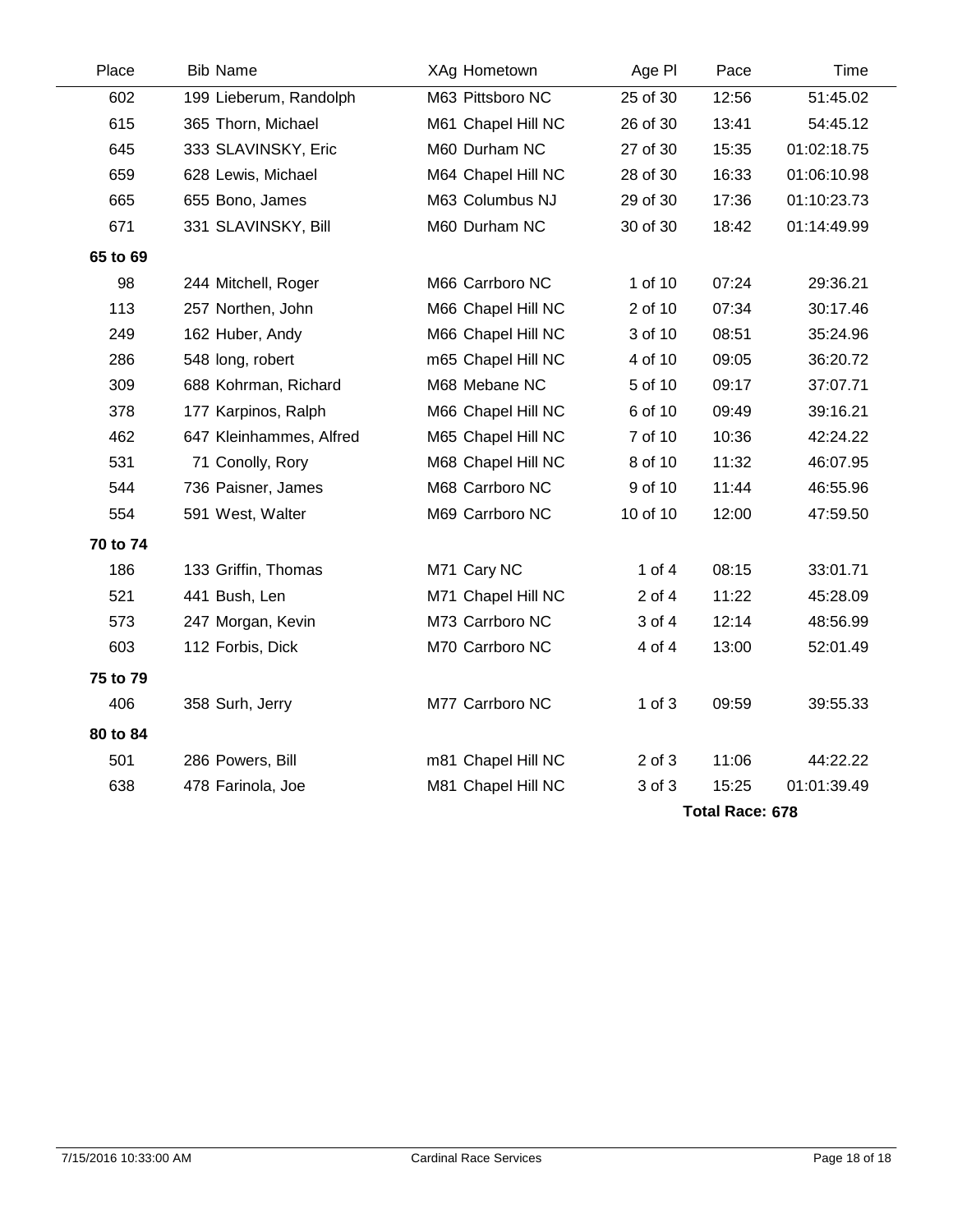| Place | Bib Name | XAg Hometown | Age Pl | Pace | Time |
|---|---|---|---|---|---|
| 602 | 199 Lieberum, Randolph | M63 Pittsboro NC | 25 of 30 | 12:56 | 51:45.02 |
| 615 | 365 Thorn, Michael | M61 Chapel Hill NC | 26 of 30 | 13:41 | 54:45.12 |
| 645 | 333 SLAVINSKY, Eric | M60 Durham NC | 27 of 30 | 15:35 | 01:02:18.75 |
| 659 | 628 Lewis, Michael | M64 Chapel Hill NC | 28 of 30 | 16:33 | 01:06:10.98 |
| 665 | 655 Bono, James | M63 Columbus NJ | 29 of 30 | 17:36 | 01:10:23.73 |
| 671 | 331 SLAVINSKY, Bill | M60 Durham NC | 30 of 30 | 18:42 | 01:14:49.99 |
| **65 to 69** | | | | | |
| 98 | 244 Mitchell, Roger | M66 Carrboro NC | 1 of 10 | 07:24 | 29:36.21 |
| 113 | 257 Northen, John | M66 Chapel Hill NC | 2 of 10 | 07:34 | 30:17.46 |
| 249 | 162 Huber, Andy | M66 Chapel Hill NC | 3 of 10 | 08:51 | 35:24.96 |
| 286 | 548 long, robert | m65 Chapel Hill NC | 4 of 10 | 09:05 | 36:20.72 |
| 309 | 688 Kohrman, Richard | M68 Mebane NC | 5 of 10 | 09:17 | 37:07.71 |
| 378 | 177 Karpinos, Ralph | M66 Chapel Hill NC | 6 of 10 | 09:49 | 39:16.21 |
| 462 | 647 Kleinhammes, Alfred | M65 Chapel Hill NC | 7 of 10 | 10:36 | 42:24.22 |
| 531 | 71 Conolly, Rory | M68 Chapel Hill NC | 8 of 10 | 11:32 | 46:07.95 |
| 544 | 736 Paisner, James | M68 Carrboro NC | 9 of 10 | 11:44 | 46:55.96 |
| 554 | 591 West, Walter | M69 Carrboro NC | 10 of 10 | 12:00 | 47:59.50 |
| **70 to 74** | | | | | |
| 186 | 133 Griffin, Thomas | M71 Cary NC | 1 of 4 | 08:15 | 33:01.71 |
| 521 | 441 Bush, Len | M71 Chapel Hill NC | 2 of 4 | 11:22 | 45:28.09 |
| 573 | 247 Morgan, Kevin | M73 Carrboro NC | 3 of 4 | 12:14 | 48:56.99 |
| 603 | 112 Forbis, Dick | M70 Carrboro NC | 4 of 4 | 13:00 | 52:01.49 |
| **75 to 79** | | | | | |
| 406 | 358 Surh, Jerry | M77 Carrboro NC | 1 of 3 | 09:59 | 39:55.33 |
| **80 to 84** | | | | | |
| 501 | 286 Powers, Bill | m81 Chapel Hill NC | 2 of 3 | 11:06 | 44:22.22 |
| 638 | 478 Farinola, Joe | M81 Chapel Hill NC | 3 of 3 | 15:25 | 01:01:39.49 |

**Total Race: 678**